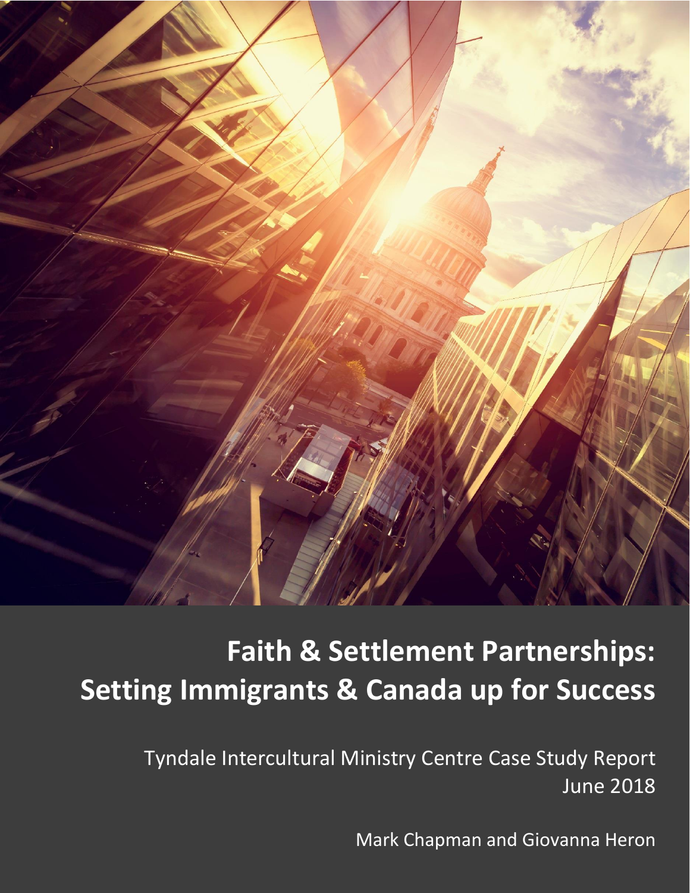# Faith & Settlement Partnerships: Setting Immigrants & Canada up for Success

Tyndale Intercultural Ministry Centre Case Study Report
June 2018

Mark Chapman and Giovanna Heron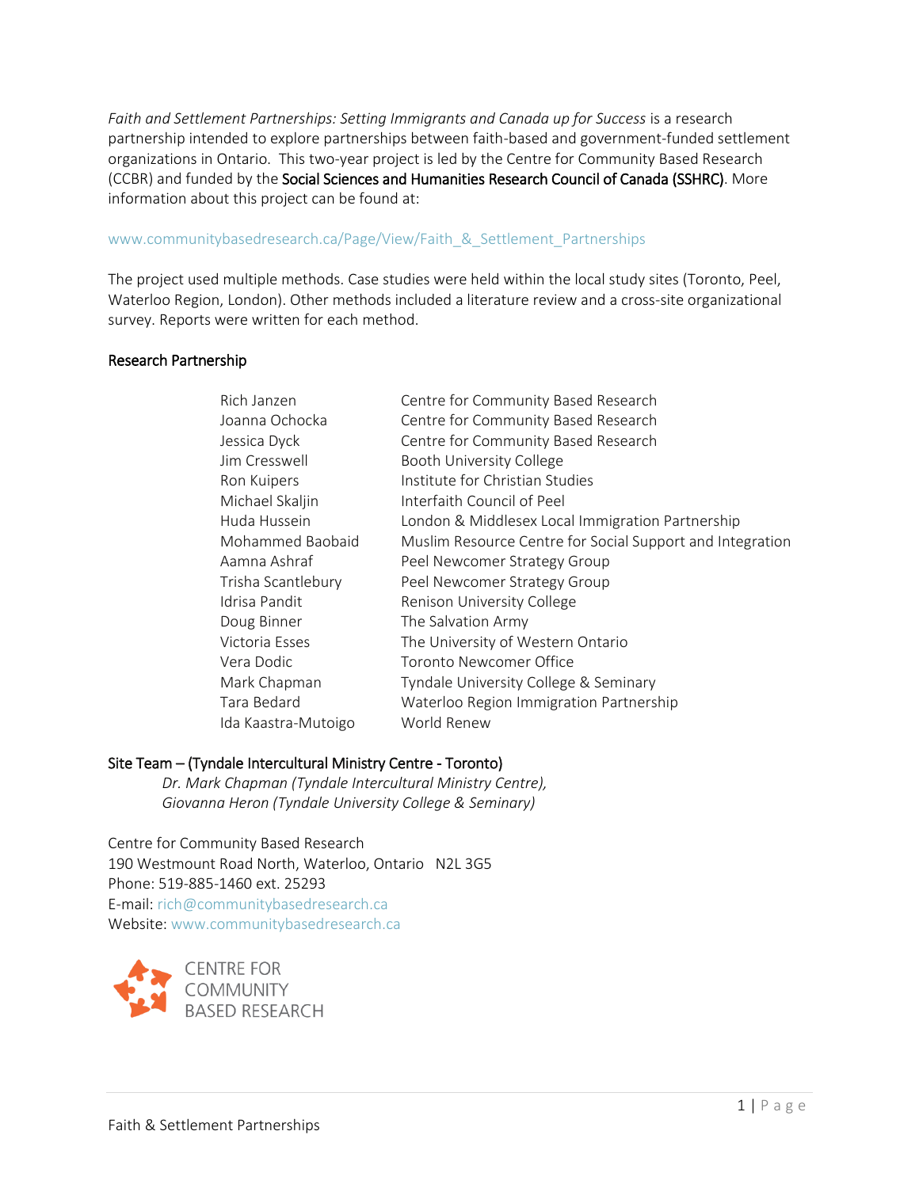*Faith and Settlement Partnerships: Setting Immigrants and Canada up for Success* is a research partnership intended to explore partnerships between faith-based and government-funded settlement organizations in Ontario. This two-year project is led by the Centre for Community Based Research (CCBR) and funded by the Social Sciences and Humanities Research Council of Canada (SSHRC). More information about this project can be found at:

www.communitybasedresearch.ca/Page/View/Faith_&_Settlement_Partnerships

The project used multiple methods. Case studies were held within the local study sites (Toronto, Peel, Waterloo Region, London). Other methods included a literature review and a cross-site organizational survey. Reports were written for each method.

### Research Partnership

| | |
|---|---|
| Rich Janzen | Centre for Community Based Research |
| Joanna Ochocka | Centre for Community Based Research |
| Jessica Dyck | Centre for Community Based Research |
| Jim Cresswell | Booth University College |
| Ron Kuipers | Institute for Christian Studies |
| Michael Skaljin | Interfaith Council of Peel |
| Huda Hussein | London & Middlesex Local Immigration Partnership |
| Mohammed Baobaid | Muslim Resource Centre for Social Support and Integration |
| Aamna Ashraf | Peel Newcomer Strategy Group |
| Trisha Scantlebury | Peel Newcomer Strategy Group |
| Idrisa Pandit | Renison University College |
| Doug Binner | The Salvation Army |
| Victoria Esses | The University of Western Ontario |
| Vera Dodic | Toronto Newcomer Office |
| Mark Chapman | Tyndale University College & Seminary |
| Tara Bedard | Waterloo Region Immigration Partnership |
| Ida Kaastra-Mutoigo | World Renew |

### Site Team – (Tyndale Intercultural Ministry Centre - Toronto)

*Dr. Mark Chapman (Tyndale Intercultural Ministry Centre),*
*Giovanna Heron (Tyndale University College & Seminary)*

Centre for Community Based Research
190 Westmount Road North, Waterloo, Ontario N2L 3G5
Phone: 519-885-1460 ext. 25293
E-mail: rich@communitybasedresearch.ca
Website: www.communitybasedresearch.ca

CENTRE FOR COMMUNITY BASED RESEARCH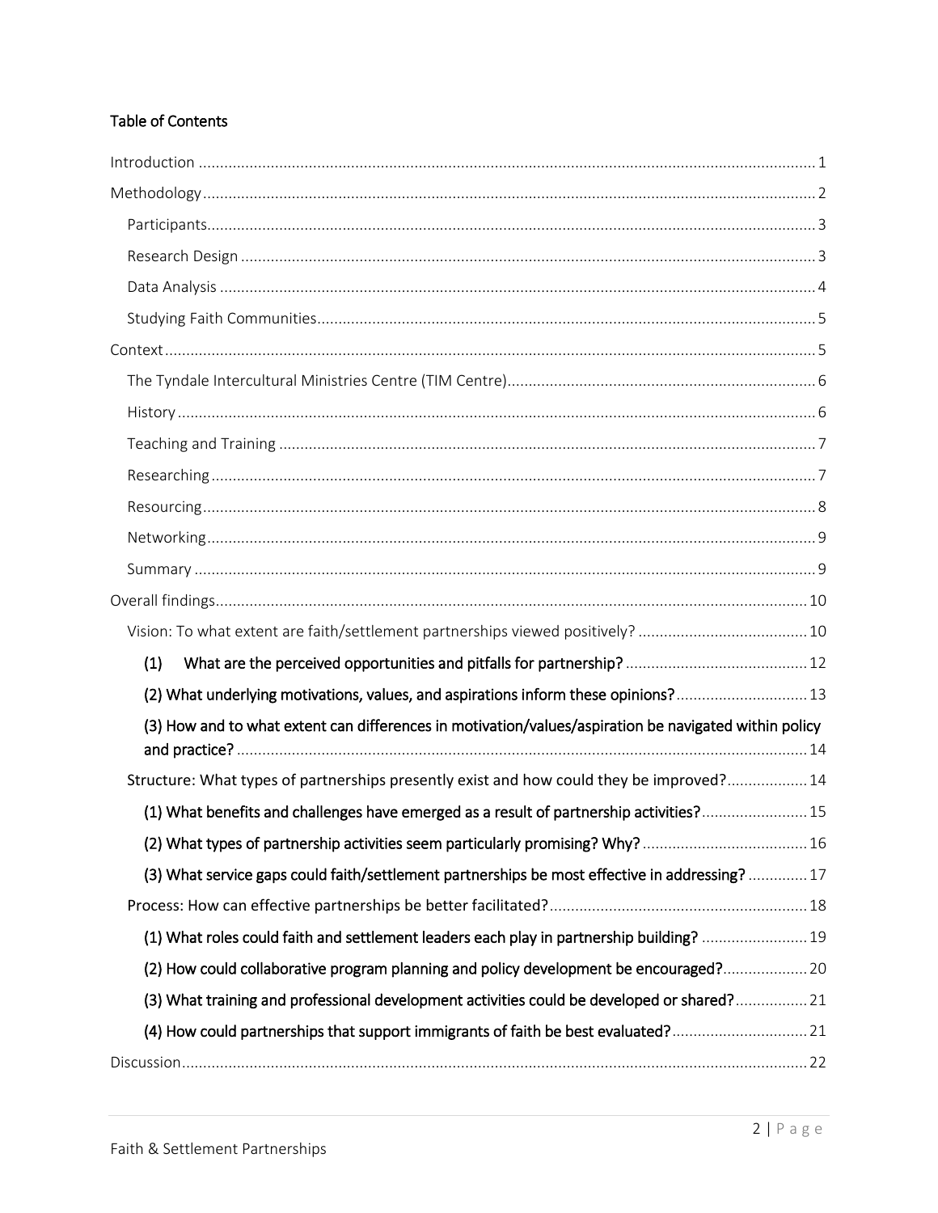**Table of Contents**

- Introduction .......... 1
- Methodology .......... 2
  - Participants .......... 3
  - Research Design .......... 3
  - Data Analysis .......... 4
  - Studying Faith Communities .......... 5
- Context .......... 5
  - The Tyndale Intercultural Ministries Centre (TIM Centre) .......... 6
  - History .......... 6
  - Teaching and Training .......... 7
  - Researching .......... 7
  - Resourcing .......... 8
  - Networking .......... 9
  - Summary .......... 9
- Overall findings .......... 10
  - Vision: To what extent are faith/settlement partnerships viewed positively? .......... 10
    - **(1) What are the perceived opportunities and pitfalls for partnership?** .......... 12
    - **(2) What underlying motivations, values, and aspirations inform these opinions?** .......... 13
    - **(3) How and to what extent can differences in motivation/values/aspiration be navigated within policy and practice?** .......... 14
  - Structure: What types of partnerships presently exist and how could they be improved? .......... 14
    - **(1) What benefits and challenges have emerged as a result of partnership activities?** .......... 15
    - **(2) What types of partnership activities seem particularly promising? Why?** .......... 16
    - **(3) What service gaps could faith/settlement partnerships be most effective in addressing?** .......... 17
  - Process: How can effective partnerships be better facilitated? .......... 18
    - **(1) What roles could faith and settlement leaders each play in partnership building?** .......... 19
    - **(2) How could collaborative program planning and policy development be encouraged?** .......... 20
    - **(3) What training and professional development activities could be developed or shared?** .......... 21
    - **(4) How could partnerships that support immigrants of faith be best evaluated?** .......... 21
- Discussion .......... 22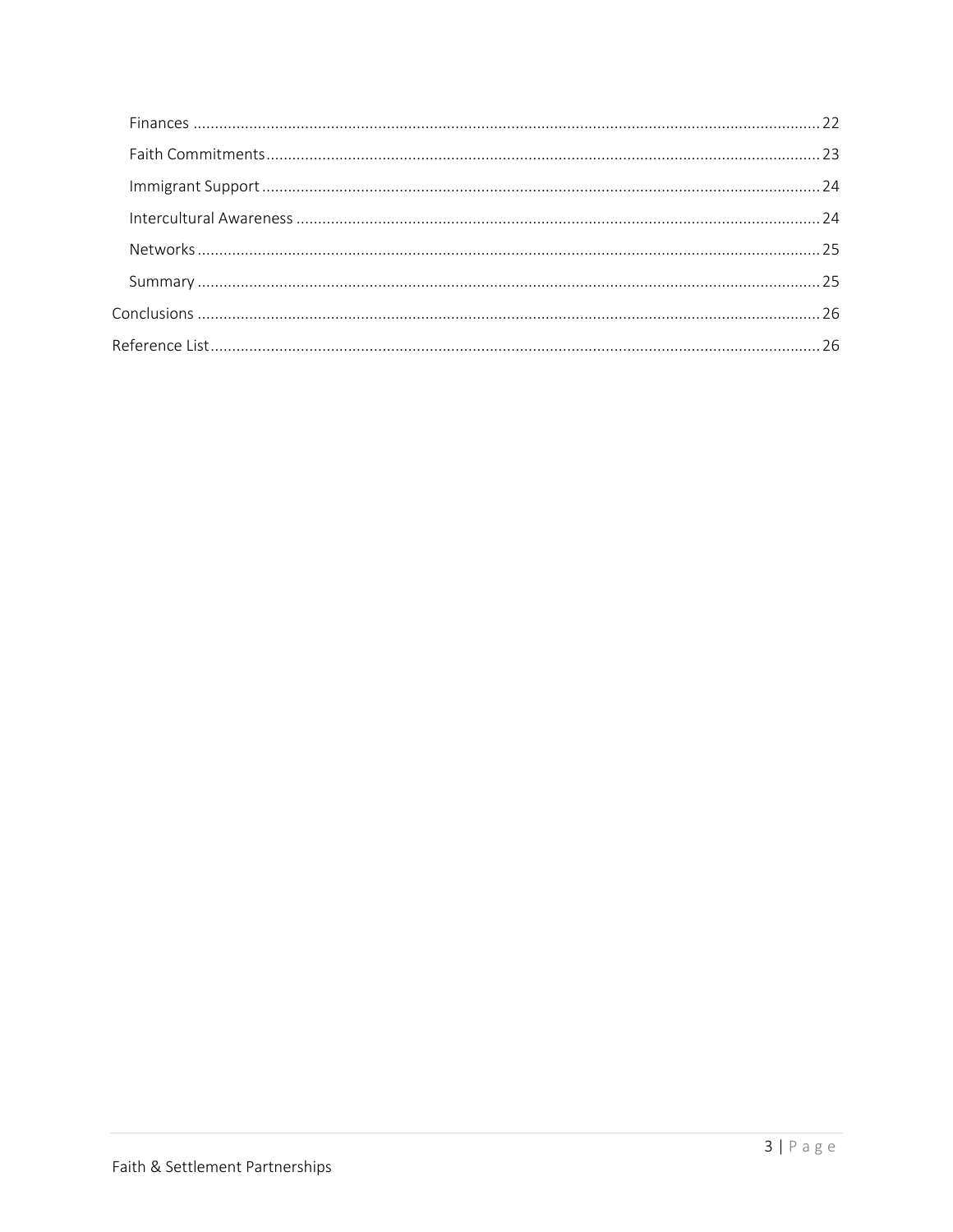- Finances ........................................................................................................................................ 22
- Faith Commitments ......................................................................................................................... 23
- Immigrant Support .......................................................................................................................... 24
- Intercultural Awareness .................................................................................................................. 24
- Networks ......................................................................................................................................... 25
- Summary ......................................................................................................................................... 25

Conclusions ........................................................................................................................................... 26

Reference List ........................................................................................................................................ 26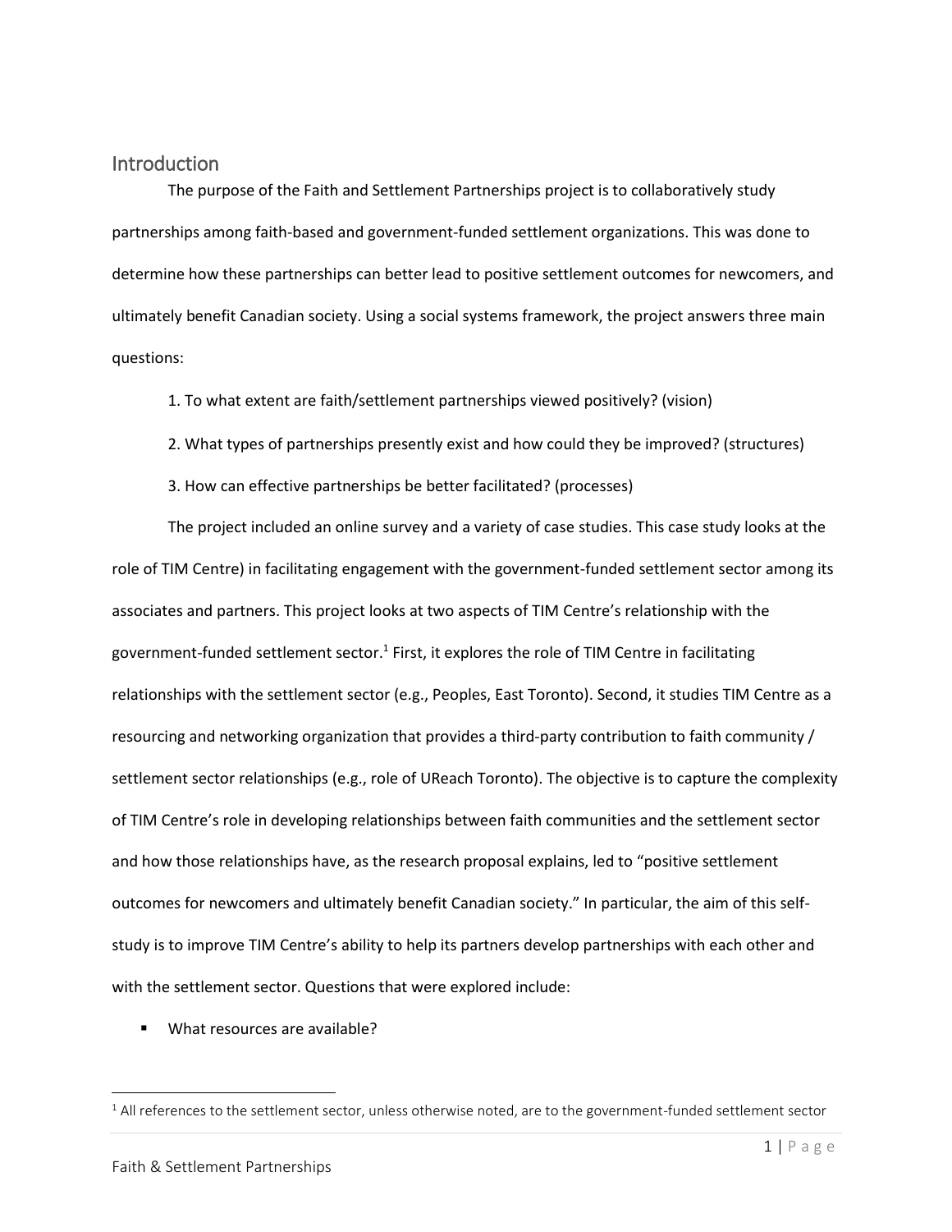## Introduction

The purpose of the Faith and Settlement Partnerships project is to collaboratively study partnerships among faith-based and government-funded settlement organizations. This was done to determine how these partnerships can better lead to positive settlement outcomes for newcomers, and ultimately benefit Canadian society. Using a social systems framework, the project answers three main questions:

1. To what extent are faith/settlement partnerships viewed positively? (vision)
2. What types of partnerships presently exist and how could they be improved? (structures)
3. How can effective partnerships be better facilitated? (processes)

The project included an online survey and a variety of case studies. This case study looks at the role of TIM Centre) in facilitating engagement with the government-funded settlement sector among its associates and partners. This project looks at two aspects of TIM Centre's relationship with the government-funded settlement sector.[1] First, it explores the role of TIM Centre in facilitating relationships with the settlement sector (e.g., Peoples, East Toronto). Second, it studies TIM Centre as a resourcing and networking organization that provides a third-party contribution to faith community / settlement sector relationships (e.g., role of UReach Toronto). The objective is to capture the complexity of TIM Centre's role in developing relationships between faith communities and the settlement sector and how those relationships have, as the research proposal explains, led to "positive settlement outcomes for newcomers and ultimately benefit Canadian society." In particular, the aim of this self-study is to improve TIM Centre's ability to help its partners develop partnerships with each other and with the settlement sector. Questions that were explored include:

- What resources are available?

[1] All references to the settlement sector, unless otherwise noted, are to the government-funded settlement sector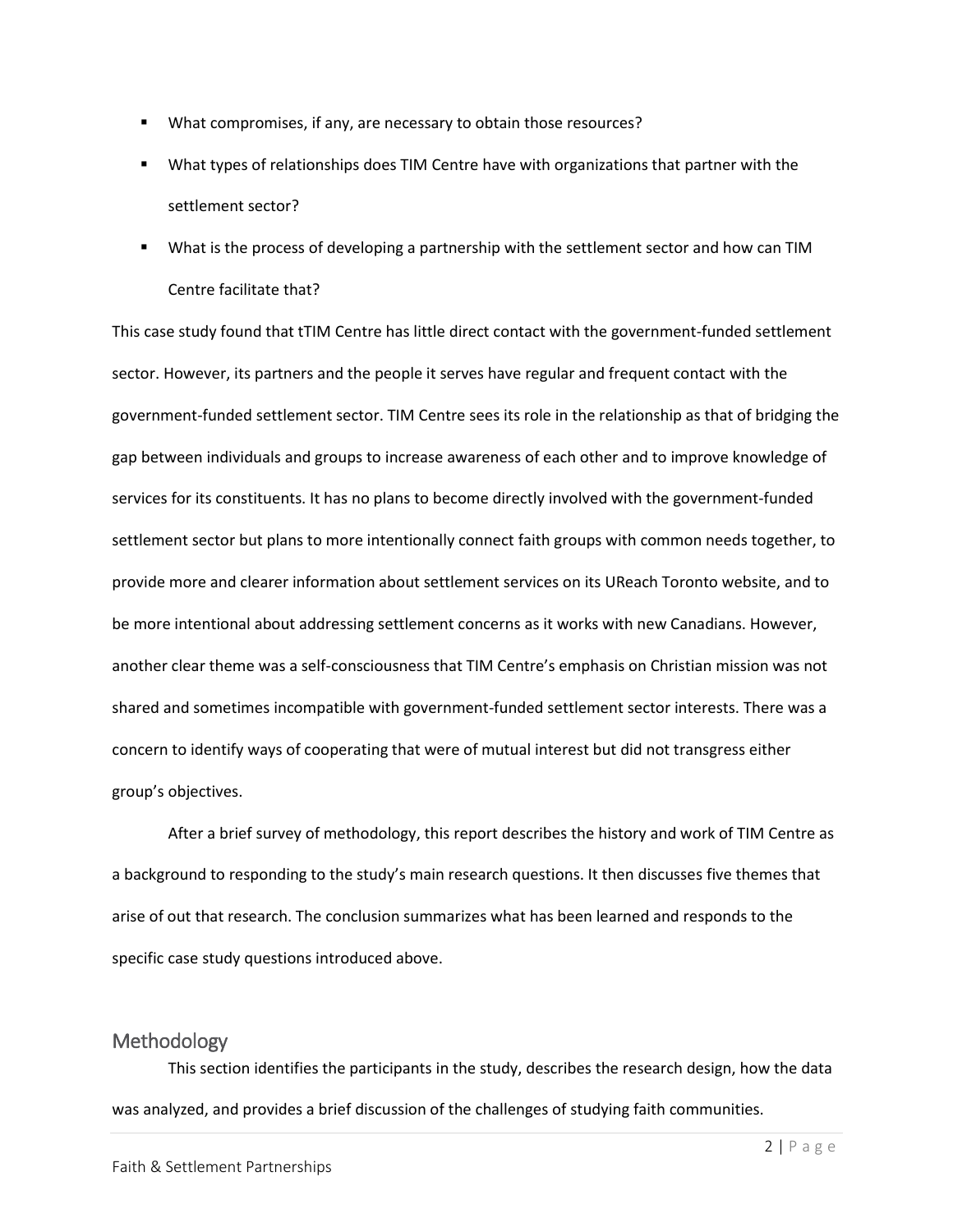- What compromises, if any, are necessary to obtain those resources?
- What types of relationships does TIM Centre have with organizations that partner with the settlement sector?
- What is the process of developing a partnership with the settlement sector and how can TIM Centre facilitate that?

This case study found that tTIM Centre has little direct contact with the government-funded settlement sector. However, its partners and the people it serves have regular and frequent contact with the government-funded settlement sector. TIM Centre sees its role in the relationship as that of bridging the gap between individuals and groups to increase awareness of each other and to improve knowledge of services for its constituents. It has no plans to become directly involved with the government-funded settlement sector but plans to more intentionally connect faith groups with common needs together, to provide more and clearer information about settlement services on its UReach Toronto website, and to be more intentional about addressing settlement concerns as it works with new Canadians. However, another clear theme was a self-consciousness that TIM Centre's emphasis on Christian mission was not shared and sometimes incompatible with government-funded settlement sector interests. There was a concern to identify ways of cooperating that were of mutual interest but did not transgress either group's objectives.

After a brief survey of methodology, this report describes the history and work of TIM Centre as a background to responding to the study's main research questions. It then discusses five themes that arise of out that research. The conclusion summarizes what has been learned and responds to the specific case study questions introduced above.

## Methodology

This section identifies the participants in the study, describes the research design, how the data was analyzed, and provides a brief discussion of the challenges of studying faith communities.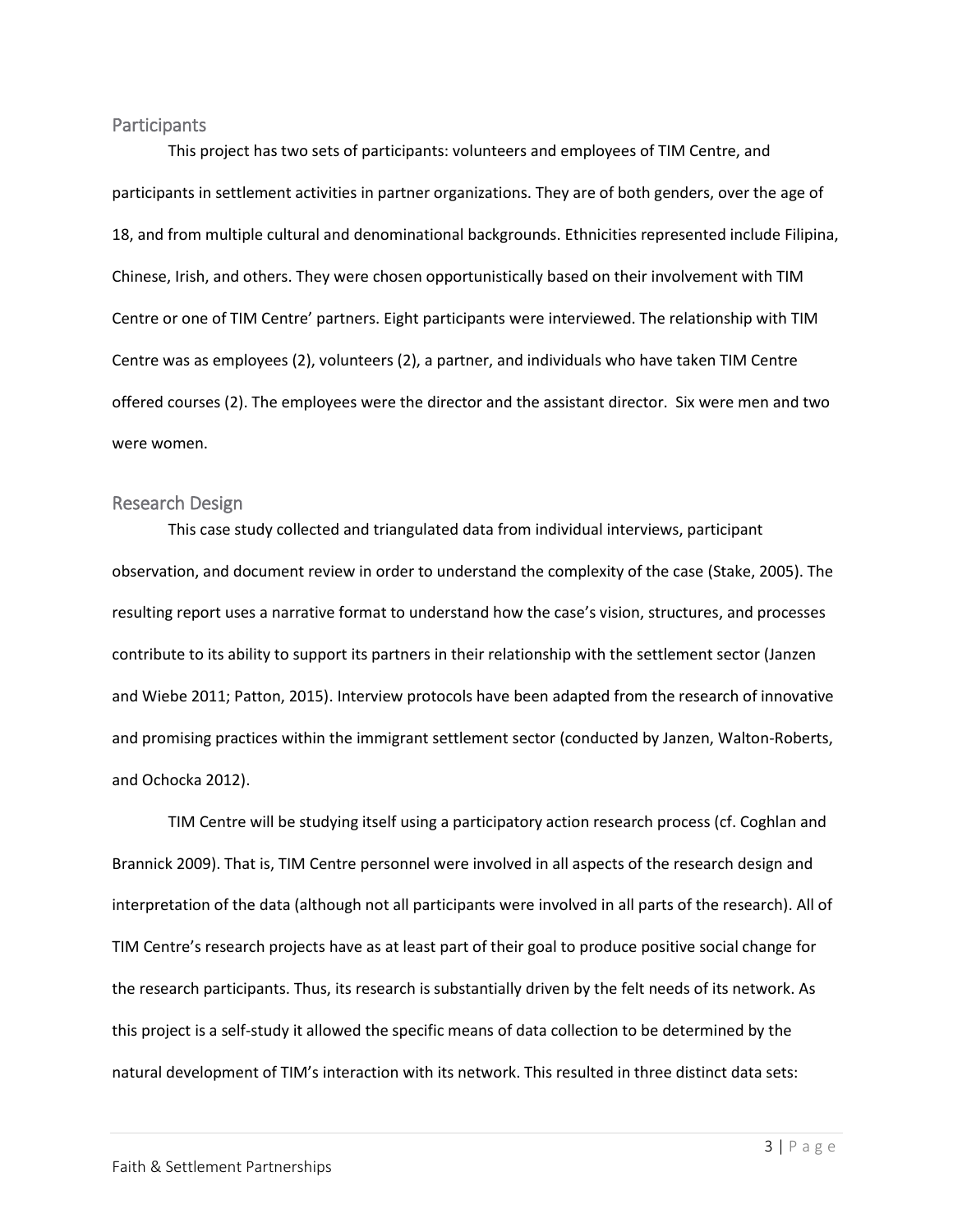## Participants

This project has two sets of participants: volunteers and employees of TIM Centre, and participants in settlement activities in partner organizations. They are of both genders, over the age of 18, and from multiple cultural and denominational backgrounds. Ethnicities represented include Filipina, Chinese, Irish, and others. They were chosen opportunistically based on their involvement with TIM Centre or one of TIM Centre' partners. Eight participants were interviewed. The relationship with TIM Centre was as employees (2), volunteers (2), a partner, and individuals who have taken TIM Centre offered courses (2). The employees were the director and the assistant director. Six were men and two were women.

## Research Design

This case study collected and triangulated data from individual interviews, participant observation, and document review in order to understand the complexity of the case (Stake, 2005). The resulting report uses a narrative format to understand how the case's vision, structures, and processes contribute to its ability to support its partners in their relationship with the settlement sector (Janzen and Wiebe 2011; Patton, 2015). Interview protocols have been adapted from the research of innovative and promising practices within the immigrant settlement sector (conducted by Janzen, Walton-Roberts, and Ochocka 2012).

TIM Centre will be studying itself using a participatory action research process (cf. Coghlan and Brannick 2009). That is, TIM Centre personnel were involved in all aspects of the research design and interpretation of the data (although not all participants were involved in all parts of the research). All of TIM Centre's research projects have as at least part of their goal to produce positive social change for the research participants. Thus, its research is substantially driven by the felt needs of its network. As this project is a self-study it allowed the specific means of data collection to be determined by the natural development of TIM's interaction with its network. This resulted in three distinct data sets: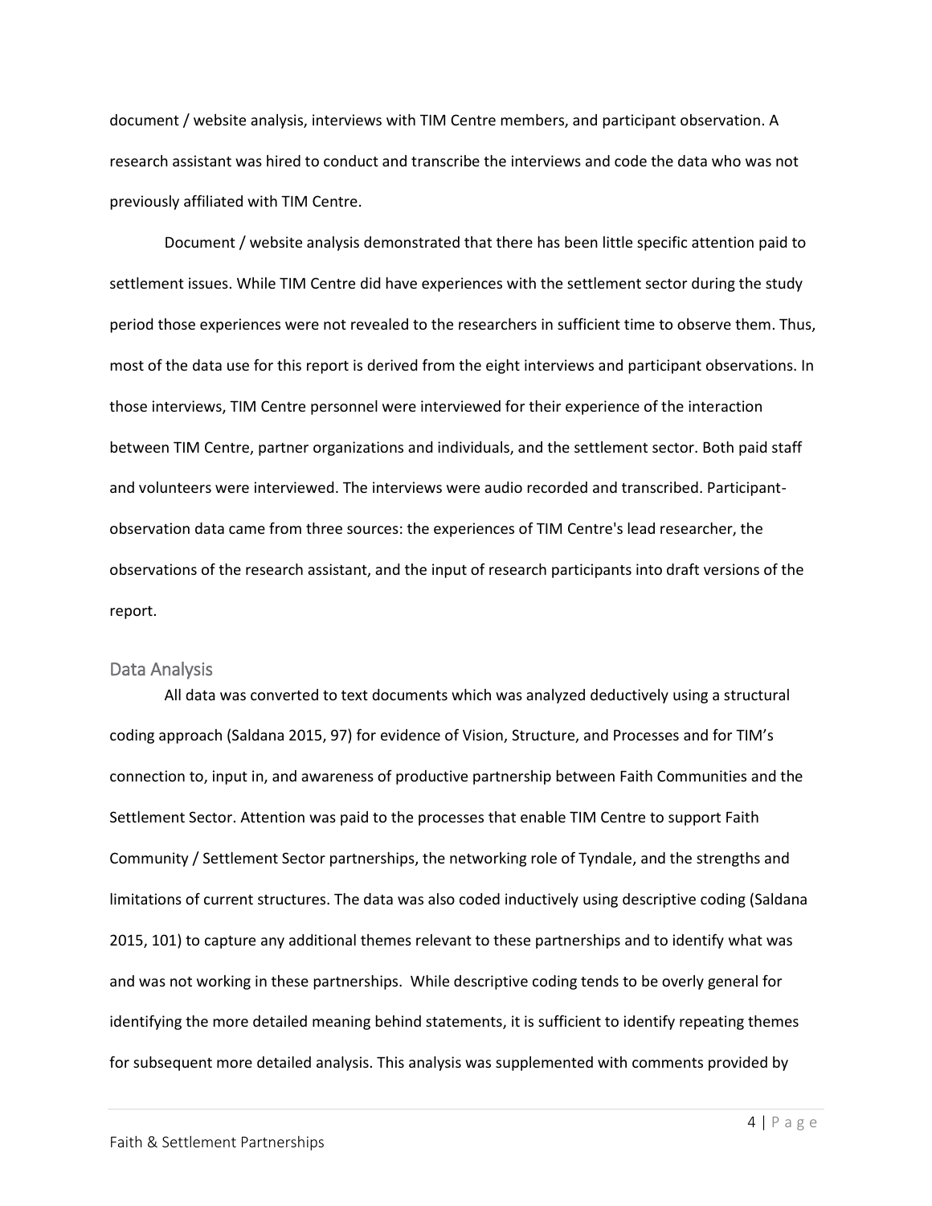document / website analysis, interviews with TIM Centre members, and participant observation. A research assistant was hired to conduct and transcribe the interviews and code the data who was not previously affiliated with TIM Centre.

Document / website analysis demonstrated that there has been little specific attention paid to settlement issues. While TIM Centre did have experiences with the settlement sector during the study period those experiences were not revealed to the researchers in sufficient time to observe them. Thus, most of the data use for this report is derived from the eight interviews and participant observations. In those interviews, TIM Centre personnel were interviewed for their experience of the interaction between TIM Centre, partner organizations and individuals, and the settlement sector. Both paid staff and volunteers were interviewed. The interviews were audio recorded and transcribed. Participant-observation data came from three sources: the experiences of TIM Centre's lead researcher, the observations of the research assistant, and the input of research participants into draft versions of the report.

## Data Analysis

All data was converted to text documents which was analyzed deductively using a structural coding approach (Saldana 2015, 97) for evidence of Vision, Structure, and Processes and for TIM's connection to, input in, and awareness of productive partnership between Faith Communities and the Settlement Sector. Attention was paid to the processes that enable TIM Centre to support Faith Community / Settlement Sector partnerships, the networking role of Tyndale, and the strengths and limitations of current structures. The data was also coded inductively using descriptive coding (Saldana 2015, 101) to capture any additional themes relevant to these partnerships and to identify what was and was not working in these partnerships. While descriptive coding tends to be overly general for identifying the more detailed meaning behind statements, it is sufficient to identify repeating themes for subsequent more detailed analysis. This analysis was supplemented with comments provided by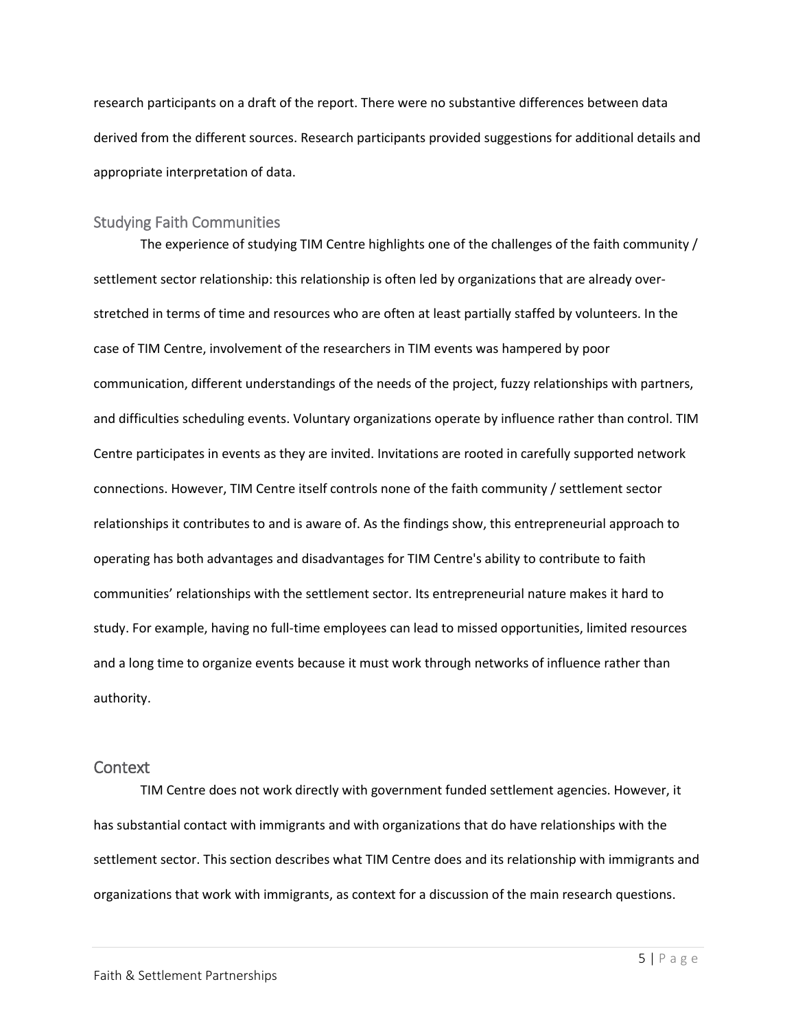research participants on a draft of the report. There were no substantive differences between data derived from the different sources. Research participants provided suggestions for additional details and appropriate interpretation of data.

### Studying Faith Communities

The experience of studying TIM Centre highlights one of the challenges of the faith community / settlement sector relationship: this relationship is often led by organizations that are already over-stretched in terms of time and resources who are often at least partially staffed by volunteers. In the case of TIM Centre, involvement of the researchers in TIM events was hampered by poor communication, different understandings of the needs of the project, fuzzy relationships with partners, and difficulties scheduling events. Voluntary organizations operate by influence rather than control. TIM Centre participates in events as they are invited. Invitations are rooted in carefully supported network connections. However, TIM Centre itself controls none of the faith community / settlement sector relationships it contributes to and is aware of. As the findings show, this entrepreneurial approach to operating has both advantages and disadvantages for TIM Centre's ability to contribute to faith communities' relationships with the settlement sector. Its entrepreneurial nature makes it hard to study. For example, having no full-time employees can lead to missed opportunities, limited resources and a long time to organize events because it must work through networks of influence rather than authority.

## Context

TIM Centre does not work directly with government funded settlement agencies. However, it has substantial contact with immigrants and with organizations that do have relationships with the settlement sector. This section describes what TIM Centre does and its relationship with immigrants and organizations that work with immigrants, as context for a discussion of the main research questions.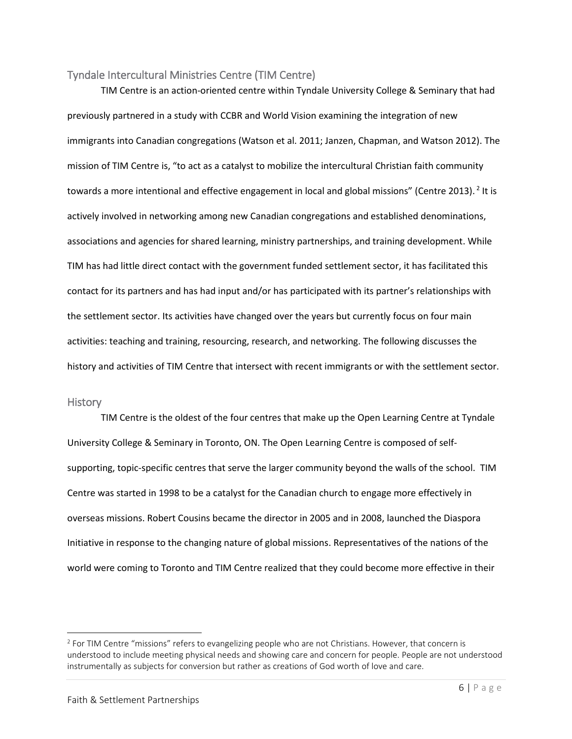## Tyndale Intercultural Ministries Centre (TIM Centre)

TIM Centre is an action-oriented centre within Tyndale University College & Seminary that had previously partnered in a study with CCBR and World Vision examining the integration of new immigrants into Canadian congregations (Watson et al. 2011; Janzen, Chapman, and Watson 2012). The mission of TIM Centre is, "to act as a catalyst to mobilize the intercultural Christian faith community towards a more intentional and effective engagement in local and global missions" (Centre 2013).[2] It is actively involved in networking among new Canadian congregations and established denominations, associations and agencies for shared learning, ministry partnerships, and training development. While TIM has had little direct contact with the government funded settlement sector, it has facilitated this contact for its partners and has had input and/or has participated with its partner's relationships with the settlement sector. Its activities have changed over the years but currently focus on four main activities: teaching and training, resourcing, research, and networking. The following discusses the history and activities of TIM Centre that intersect with recent immigrants or with the settlement sector.

### History

TIM Centre is the oldest of the four centres that make up the Open Learning Centre at Tyndale University College & Seminary in Toronto, ON. The Open Learning Centre is composed of self-supporting, topic-specific centres that serve the larger community beyond the walls of the school. TIM Centre was started in 1998 to be a catalyst for the Canadian church to engage more effectively in overseas missions. Robert Cousins became the director in 2005 and in 2008, launched the Diaspora Initiative in response to the changing nature of global missions. Representatives of the nations of the world were coming to Toronto and TIM Centre realized that they could become more effective in their

[2] For TIM Centre "missions" refers to evangelizing people who are not Christians. However, that concern is understood to include meeting physical needs and showing care and concern for people. People are not understood instrumentally as subjects for conversion but rather as creations of God worth of love and care.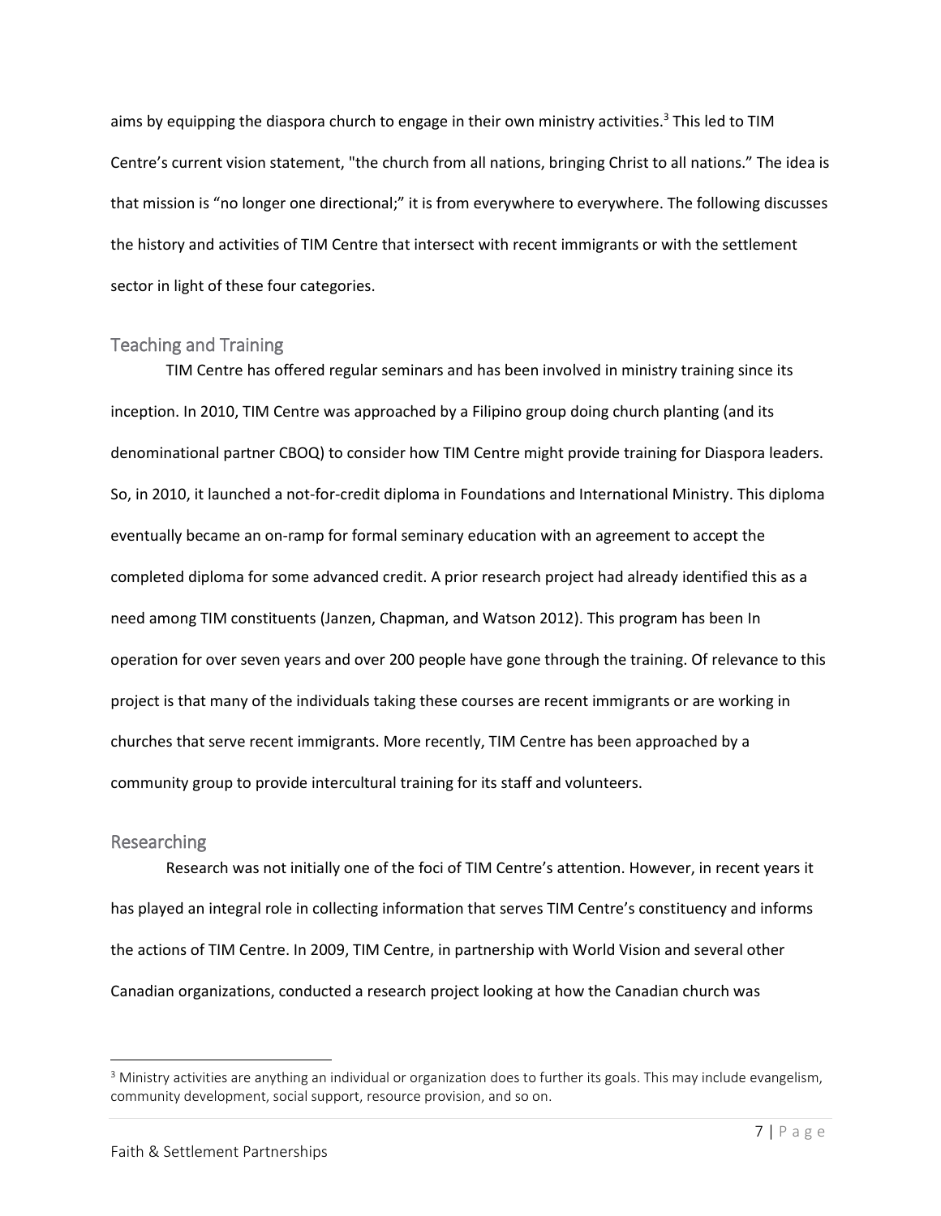aims by equipping the diaspora church to engage in their own ministry activities.[3] This led to TIM Centre's current vision statement, "the church from all nations, bringing Christ to all nations." The idea is that mission is "no longer one directional;" it is from everywhere to everywhere. The following discusses the history and activities of TIM Centre that intersect with recent immigrants or with the settlement sector in light of these four categories.

## Teaching and Training

TIM Centre has offered regular seminars and has been involved in ministry training since its inception. In 2010, TIM Centre was approached by a Filipino group doing church planting (and its denominational partner CBOQ) to consider how TIM Centre might provide training for Diaspora leaders. So, in 2010, it launched a not-for-credit diploma in Foundations and International Ministry. This diploma eventually became an on-ramp for formal seminary education with an agreement to accept the completed diploma for some advanced credit. A prior research project had already identified this as a need among TIM constituents (Janzen, Chapman, and Watson 2012). This program has been In operation for over seven years and over 200 people have gone through the training. Of relevance to this project is that many of the individuals taking these courses are recent immigrants or are working in churches that serve recent immigrants. More recently, TIM Centre has been approached by a community group to provide intercultural training for its staff and volunteers.

## Researching

Research was not initially one of the foci of TIM Centre's attention. However, in recent years it has played an integral role in collecting information that serves TIM Centre's constituency and informs the actions of TIM Centre. In 2009, TIM Centre, in partnership with World Vision and several other Canadian organizations, conducted a research project looking at how the Canadian church was

[3] Ministry activities are anything an individual or organization does to further its goals. This may include evangelism, community development, social support, resource provision, and so on.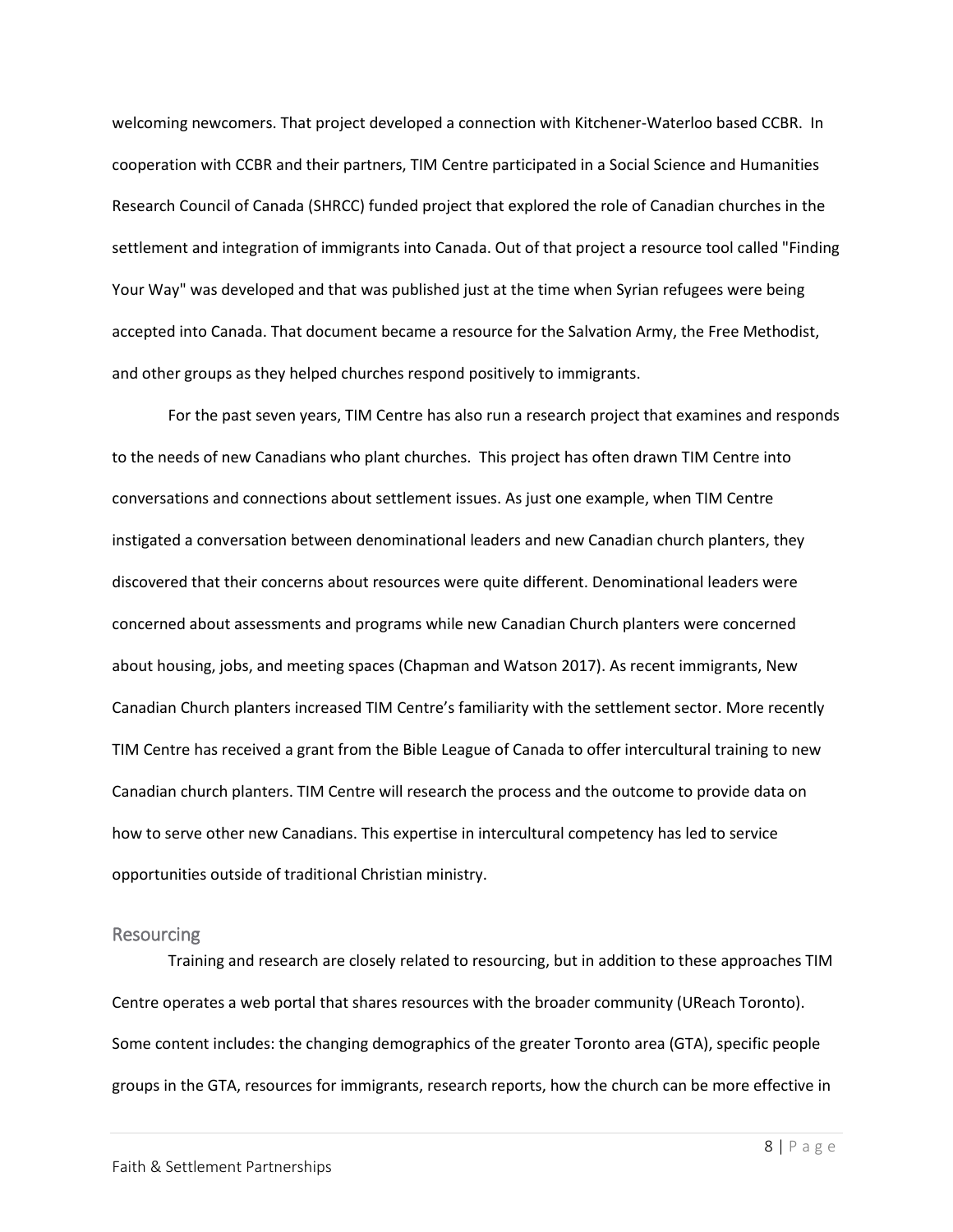welcoming newcomers. That project developed a connection with Kitchener-Waterloo based CCBR. In cooperation with CCBR and their partners, TIM Centre participated in a Social Science and Humanities Research Council of Canada (SHRCC) funded project that explored the role of Canadian churches in the settlement and integration of immigrants into Canada. Out of that project a resource tool called "Finding Your Way" was developed and that was published just at the time when Syrian refugees were being accepted into Canada. That document became a resource for the Salvation Army, the Free Methodist, and other groups as they helped churches respond positively to immigrants.

For the past seven years, TIM Centre has also run a research project that examines and responds to the needs of new Canadians who plant churches. This project has often drawn TIM Centre into conversations and connections about settlement issues. As just one example, when TIM Centre instigated a conversation between denominational leaders and new Canadian church planters, they discovered that their concerns about resources were quite different. Denominational leaders were concerned about assessments and programs while new Canadian Church planters were concerned about housing, jobs, and meeting spaces (Chapman and Watson 2017). As recent immigrants, New Canadian Church planters increased TIM Centre's familiarity with the settlement sector. More recently TIM Centre has received a grant from the Bible League of Canada to offer intercultural training to new Canadian church planters. TIM Centre will research the process and the outcome to provide data on how to serve other new Canadians. This expertise in intercultural competency has led to service opportunities outside of traditional Christian ministry.

## Resourcing

Training and research are closely related to resourcing, but in addition to these approaches TIM Centre operates a web portal that shares resources with the broader community (UReach Toronto). Some content includes: the changing demographics of the greater Toronto area (GTA), specific people groups in the GTA, resources for immigrants, research reports, how the church can be more effective in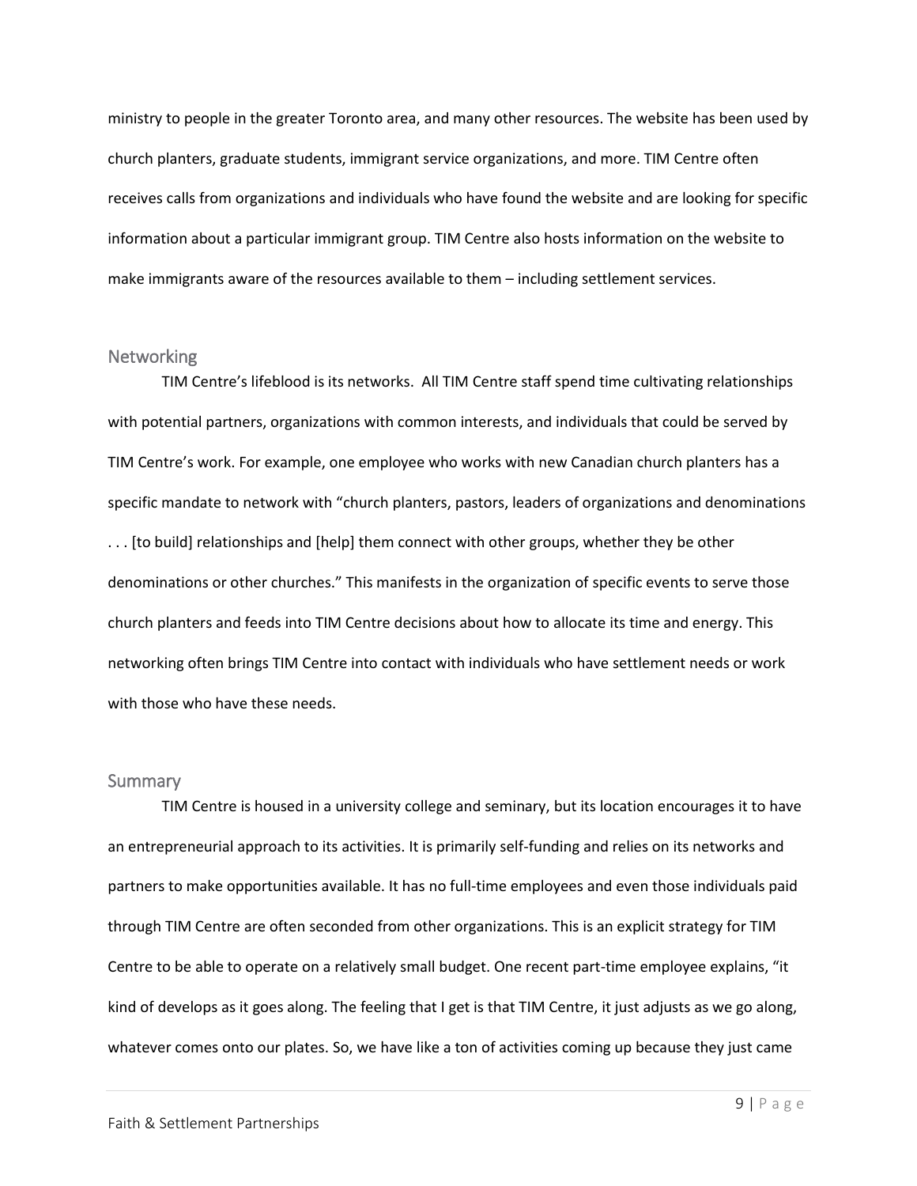ministry to people in the greater Toronto area, and many other resources. The website has been used by church planters, graduate students, immigrant service organizations, and more. TIM Centre often receives calls from organizations and individuals who have found the website and are looking for specific information about a particular immigrant group. TIM Centre also hosts information on the website to make immigrants aware of the resources available to them – including settlement services.

## Networking

TIM Centre's lifeblood is its networks. All TIM Centre staff spend time cultivating relationships with potential partners, organizations with common interests, and individuals that could be served by TIM Centre's work. For example, one employee who works with new Canadian church planters has a specific mandate to network with "church planters, pastors, leaders of organizations and denominations . . . [to build] relationships and [help] them connect with other groups, whether they be other denominations or other churches." This manifests in the organization of specific events to serve those church planters and feeds into TIM Centre decisions about how to allocate its time and energy. This networking often brings TIM Centre into contact with individuals who have settlement needs or work with those who have these needs.

## Summary

TIM Centre is housed in a university college and seminary, but its location encourages it to have an entrepreneurial approach to its activities. It is primarily self-funding and relies on its networks and partners to make opportunities available. It has no full-time employees and even those individuals paid through TIM Centre are often seconded from other organizations. This is an explicit strategy for TIM Centre to be able to operate on a relatively small budget. One recent part-time employee explains, "it kind of develops as it goes along. The feeling that I get is that TIM Centre, it just adjusts as we go along, whatever comes onto our plates. So, we have like a ton of activities coming up because they just came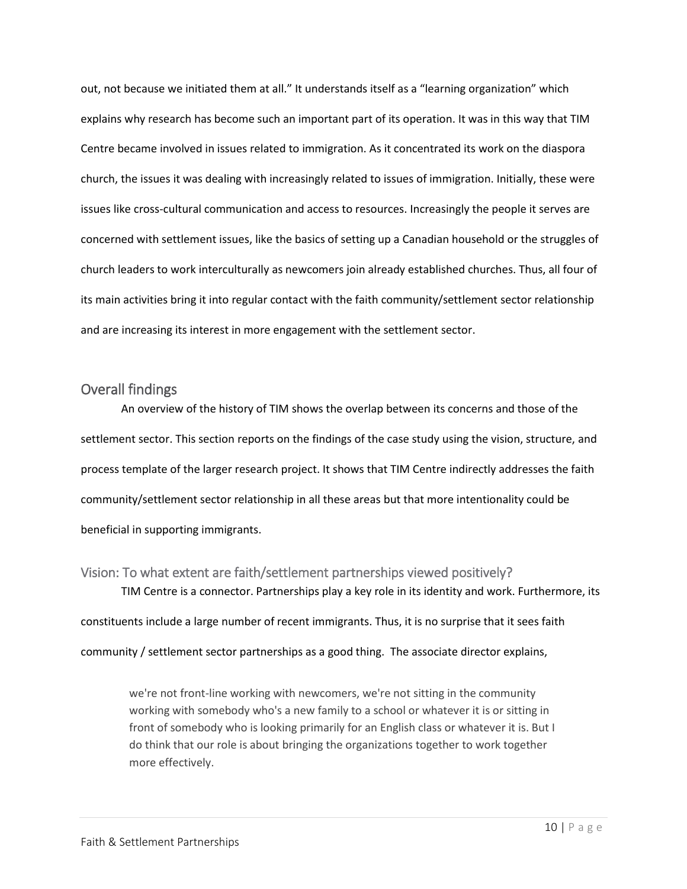out, not because we initiated them at all." It understands itself as a "learning organization" which explains why research has become such an important part of its operation. It was in this way that TIM Centre became involved in issues related to immigration. As it concentrated its work on the diaspora church, the issues it was dealing with increasingly related to issues of immigration. Initially, these were issues like cross-cultural communication and access to resources. Increasingly the people it serves are concerned with settlement issues, like the basics of setting up a Canadian household or the struggles of church leaders to work interculturally as newcomers join already established churches. Thus, all four of its main activities bring it into regular contact with the faith community/settlement sector relationship and are increasing its interest in more engagement with the settlement sector.

## Overall findings

An overview of the history of TIM shows the overlap between its concerns and those of the settlement sector. This section reports on the findings of the case study using the vision, structure, and process template of the larger research project. It shows that TIM Centre indirectly addresses the faith community/settlement sector relationship in all these areas but that more intentionality could be beneficial in supporting immigrants.

### Vision: To what extent are faith/settlement partnerships viewed positively?

TIM Centre is a connector. Partnerships play a key role in its identity and work. Furthermore, its constituents include a large number of recent immigrants. Thus, it is no surprise that it sees faith community / settlement sector partnerships as a good thing. The associate director explains,

> we're not front-line working with newcomers, we're not sitting in the community working with somebody who's a new family to a school or whatever it is or sitting in front of somebody who is looking primarily for an English class or whatever it is. But I do think that our role is about bringing the organizations together to work together more effectively.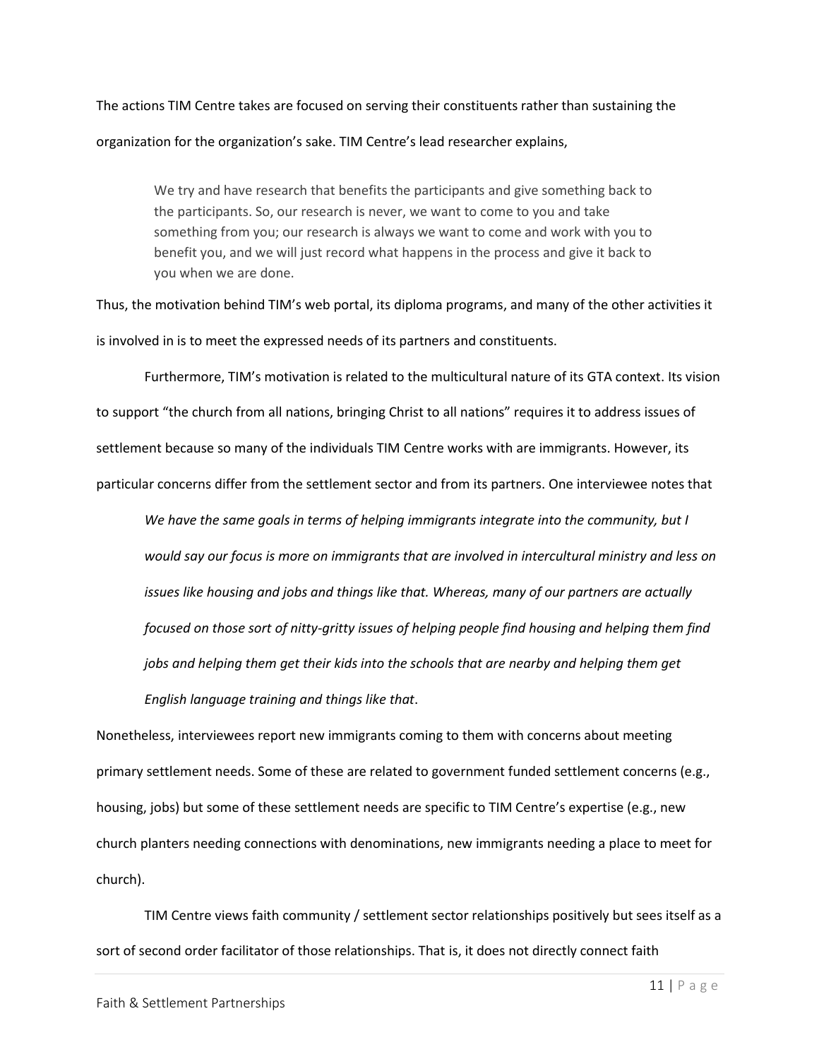The actions TIM Centre takes are focused on serving their constituents rather than sustaining the organization for the organization's sake. TIM Centre's lead researcher explains,

> We try and have research that benefits the participants and give something back to the participants. So, our research is never, we want to come to you and take something from you; our research is always we want to come and work with you to benefit you, and we will just record what happens in the process and give it back to you when we are done.

Thus, the motivation behind TIM's web portal, its diploma programs, and many of the other activities it is involved in is to meet the expressed needs of its partners and constituents.

Furthermore, TIM's motivation is related to the multicultural nature of its GTA context. Its vision to support "the church from all nations, bringing Christ to all nations" requires it to address issues of settlement because so many of the individuals TIM Centre works with are immigrants. However, its particular concerns differ from the settlement sector and from its partners. One interviewee notes that

> *We have the same goals in terms of helping immigrants integrate into the community, but I would say our focus is more on immigrants that are involved in intercultural ministry and less on issues like housing and jobs and things like that. Whereas, many of our partners are actually focused on those sort of nitty-gritty issues of helping people find housing and helping them find jobs and helping them get their kids into the schools that are nearby and helping them get English language training and things like that*.

Nonetheless, interviewees report new immigrants coming to them with concerns about meeting primary settlement needs. Some of these are related to government funded settlement concerns (e.g., housing, jobs) but some of these settlement needs are specific to TIM Centre's expertise (e.g., new church planters needing connections with denominations, new immigrants needing a place to meet for church).

TIM Centre views faith community / settlement sector relationships positively but sees itself as a sort of second order facilitator of those relationships. That is, it does not directly connect faith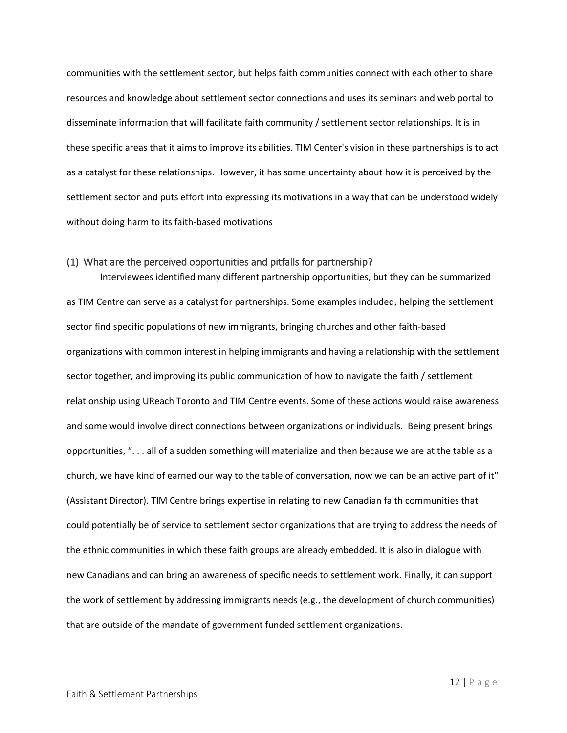communities with the settlement sector, but helps faith communities connect with each other to share resources and knowledge about settlement sector connections and uses its seminars and web portal to disseminate information that will facilitate faith community / settlement sector relationships. It is in these specific areas that it aims to improve its abilities. TIM Center's vision in these partnerships is to act as a catalyst for these relationships. However, it has some uncertainty about how it is perceived by the settlement sector and puts effort into expressing its motivations in a way that can be understood widely without doing harm to its faith-based motivations

### (1) What are the perceived opportunities and pitfalls for partnership?

Interviewees identified many different partnership opportunities, but they can be summarized as TIM Centre can serve as a catalyst for partnerships. Some examples included, helping the settlement sector find specific populations of new immigrants, bringing churches and other faith-based organizations with common interest in helping immigrants and having a relationship with the settlement sector together, and improving its public communication of how to navigate the faith / settlement relationship using UReach Toronto and TIM Centre events. Some of these actions would raise awareness and some would involve direct connections between organizations or individuals. Being present brings opportunities, ". . . all of a sudden something will materialize and then because we are at the table as a church, we have kind of earned our way to the table of conversation, now we can be an active part of it" (Assistant Director). TIM Centre brings expertise in relating to new Canadian faith communities that could potentially be of service to settlement sector organizations that are trying to address the needs of the ethnic communities in which these faith groups are already embedded. It is also in dialogue with new Canadians and can bring an awareness of specific needs to settlement work. Finally, it can support the work of settlement by addressing immigrants needs (e.g., the development of church communities) that are outside of the mandate of government funded settlement organizations.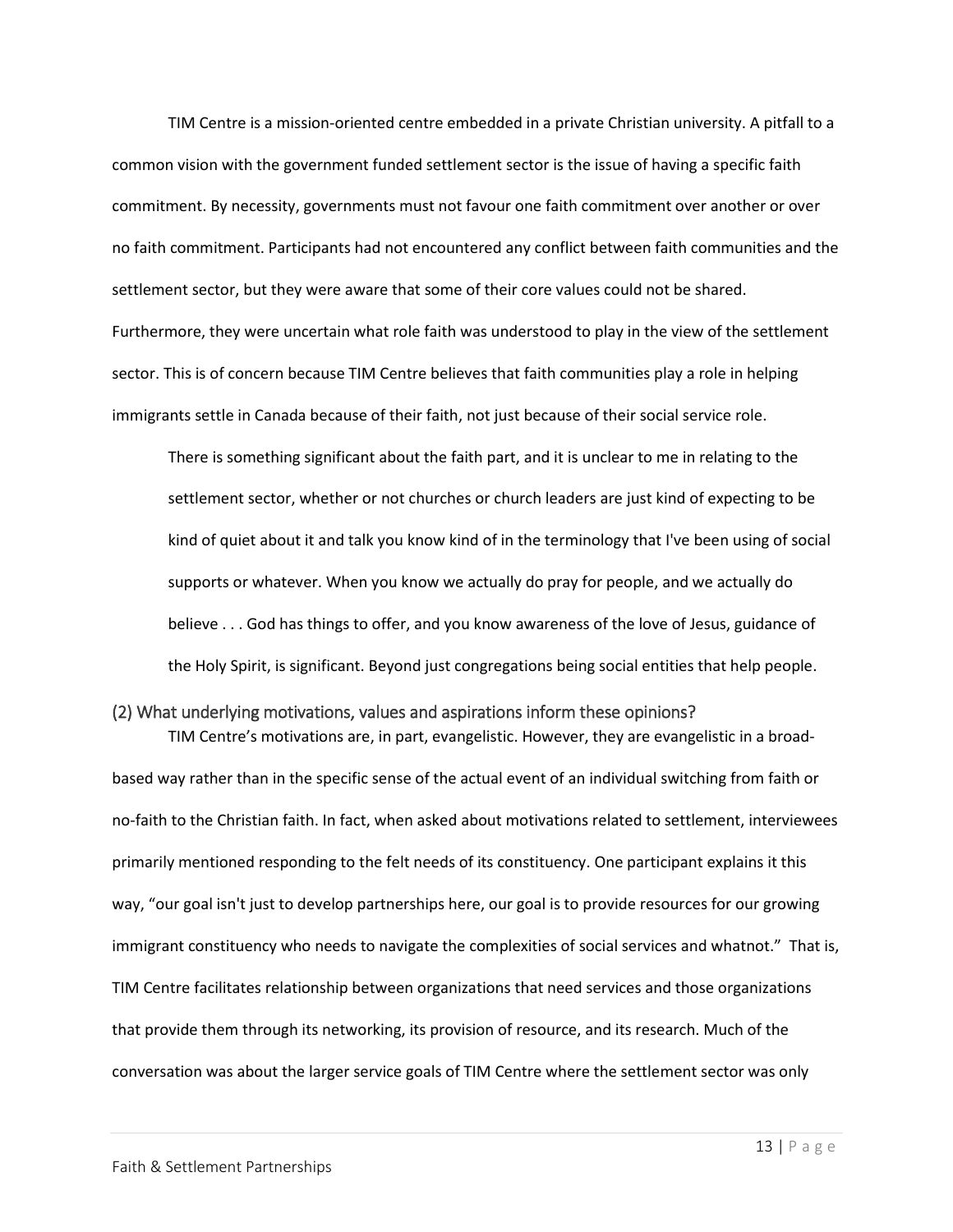TIM Centre is a mission-oriented centre embedded in a private Christian university. A pitfall to a common vision with the government funded settlement sector is the issue of having a specific faith commitment. By necessity, governments must not favour one faith commitment over another or over no faith commitment. Participants had not encountered any conflict between faith communities and the settlement sector, but they were aware that some of their core values could not be shared. Furthermore, they were uncertain what role faith was understood to play in the view of the settlement sector. This is of concern because TIM Centre believes that faith communities play a role in helping immigrants settle in Canada because of their faith, not just because of their social service role.

> There is something significant about the faith part, and it is unclear to me in relating to the settlement sector, whether or not churches or church leaders are just kind of expecting to be kind of quiet about it and talk you know kind of in the terminology that I've been using of social supports or whatever. When you know we actually do pray for people, and we actually do believe . . . God has things to offer, and you know awareness of the love of Jesus, guidance of the Holy Spirit, is significant. Beyond just congregations being social entities that help people.

### (2) What underlying motivations, values and aspirations inform these opinions?

TIM Centre's motivations are, in part, evangelistic. However, they are evangelistic in a broad-based way rather than in the specific sense of the actual event of an individual switching from faith or no-faith to the Christian faith. In fact, when asked about motivations related to settlement, interviewees primarily mentioned responding to the felt needs of its constituency. One participant explains it this way, "our goal isn't just to develop partnerships here, our goal is to provide resources for our growing immigrant constituency who needs to navigate the complexities of social services and whatnot." That is, TIM Centre facilitates relationship between organizations that need services and those organizations that provide them through its networking, its provision of resource, and its research. Much of the conversation was about the larger service goals of TIM Centre where the settlement sector was only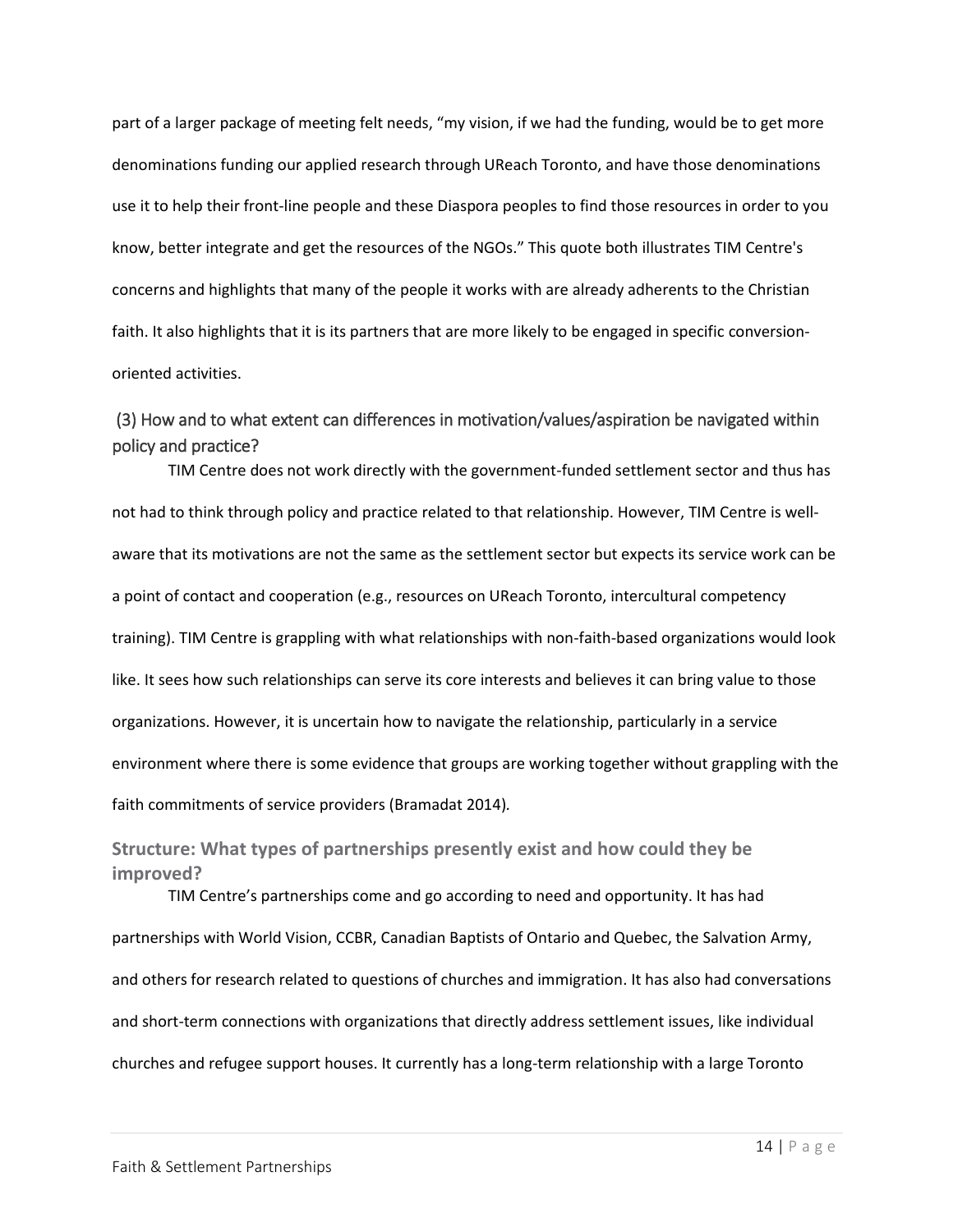part of a larger package of meeting felt needs, "my vision, if we had the funding, would be to get more denominations funding our applied research through UReach Toronto, and have those denominations use it to help their front-line people and these Diaspora peoples to find those resources in order to you know, better integrate and get the resources of the NGOs." This quote both illustrates TIM Centre's concerns and highlights that many of the people it works with are already adherents to the Christian faith. It also highlights that it is its partners that are more likely to be engaged in specific conversion-oriented activities.

### (3) How and to what extent can differences in motivation/values/aspiration be navigated within policy and practice?

TIM Centre does not work directly with the government-funded settlement sector and thus has not had to think through policy and practice related to that relationship. However, TIM Centre is well-aware that its motivations are not the same as the settlement sector but expects its service work can be a point of contact and cooperation (e.g., resources on UReach Toronto, intercultural competency training). TIM Centre is grappling with what relationships with non-faith-based organizations would look like. It sees how such relationships can serve its core interests and believes it can bring value to those organizations. However, it is uncertain how to navigate the relationship, particularly in a service environment where there is some evidence that groups are working together without grappling with the faith commitments of service providers (Bramadat 2014).

## Structure: What types of partnerships presently exist and how could they be improved?

TIM Centre's partnerships come and go according to need and opportunity. It has had partnerships with World Vision, CCBR, Canadian Baptists of Ontario and Quebec, the Salvation Army, and others for research related to questions of churches and immigration. It has also had conversations and short-term connections with organizations that directly address settlement issues, like individual churches and refugee support houses. It currently has a long-term relationship with a large Toronto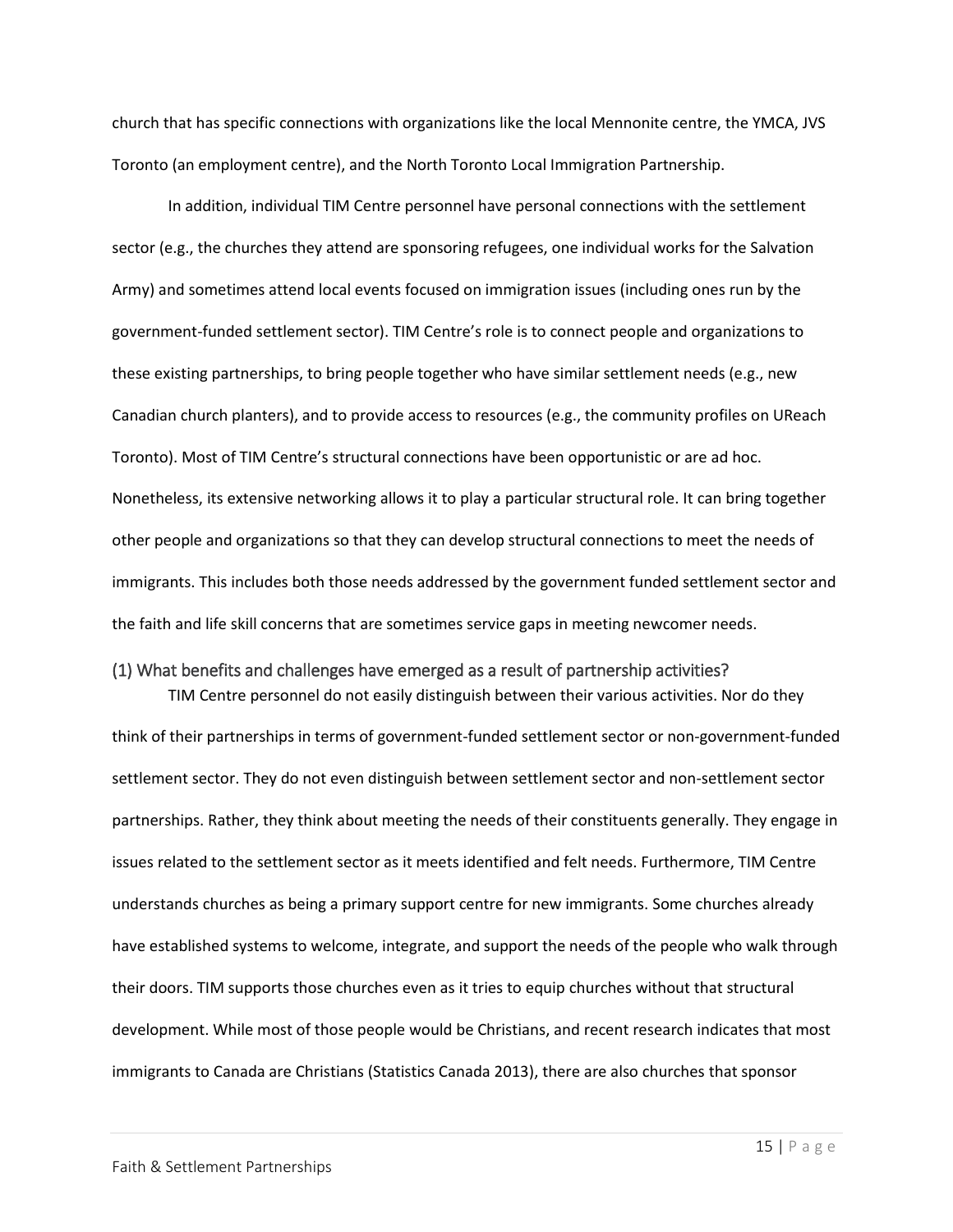church that has specific connections with organizations like the local Mennonite centre, the YMCA, JVS Toronto (an employment centre), and the North Toronto Local Immigration Partnership.

In addition, individual TIM Centre personnel have personal connections with the settlement sector (e.g., the churches they attend are sponsoring refugees, one individual works for the Salvation Army) and sometimes attend local events focused on immigration issues (including ones run by the government-funded settlement sector). TIM Centre's role is to connect people and organizations to these existing partnerships, to bring people together who have similar settlement needs (e.g., new Canadian church planters), and to provide access to resources (e.g., the community profiles on UReach Toronto). Most of TIM Centre's structural connections have been opportunistic or are ad hoc. Nonetheless, its extensive networking allows it to play a particular structural role. It can bring together other people and organizations so that they can develop structural connections to meet the needs of immigrants. This includes both those needs addressed by the government funded settlement sector and the faith and life skill concerns that are sometimes service gaps in meeting newcomer needs.

### (1) What benefits and challenges have emerged as a result of partnership activities?

TIM Centre personnel do not easily distinguish between their various activities. Nor do they think of their partnerships in terms of government-funded settlement sector or non-government-funded settlement sector. They do not even distinguish between settlement sector and non-settlement sector partnerships. Rather, they think about meeting the needs of their constituents generally. They engage in issues related to the settlement sector as it meets identified and felt needs. Furthermore, TIM Centre understands churches as being a primary support centre for new immigrants. Some churches already have established systems to welcome, integrate, and support the needs of the people who walk through their doors. TIM supports those churches even as it tries to equip churches without that structural development. While most of those people would be Christians, and recent research indicates that most immigrants to Canada are Christians (Statistics Canada 2013), there are also churches that sponsor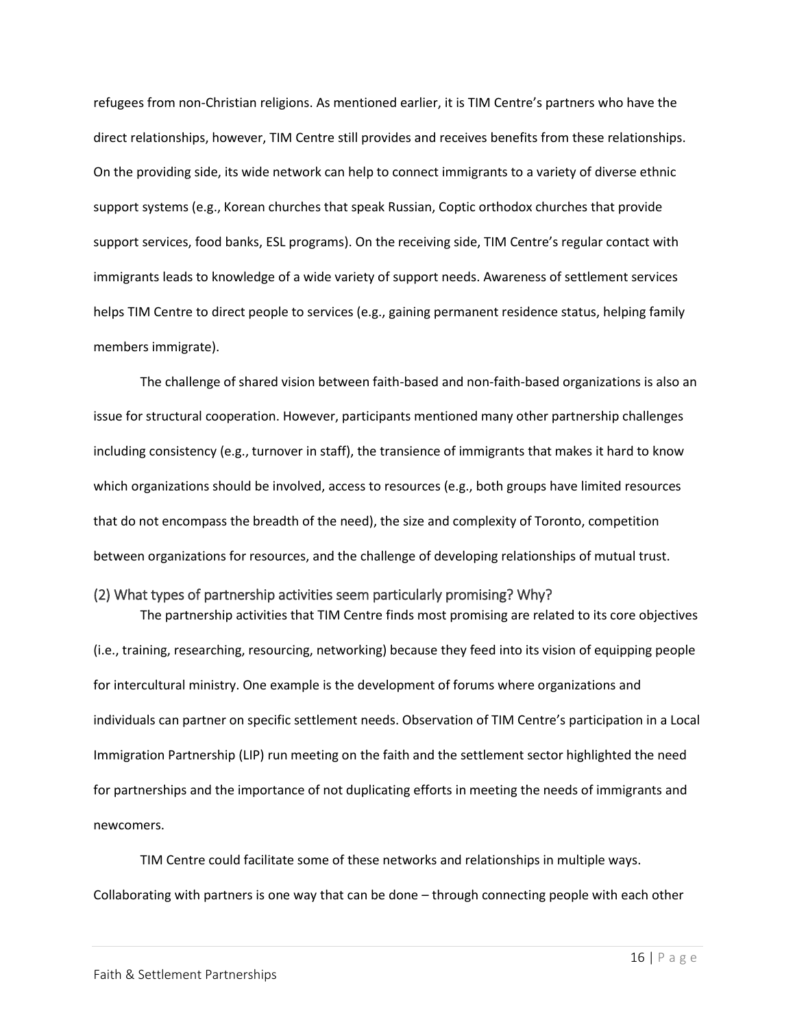refugees from non-Christian religions. As mentioned earlier, it is TIM Centre's partners who have the direct relationships, however, TIM Centre still provides and receives benefits from these relationships. On the providing side, its wide network can help to connect immigrants to a variety of diverse ethnic support systems (e.g., Korean churches that speak Russian, Coptic orthodox churches that provide support services, food banks, ESL programs). On the receiving side, TIM Centre's regular contact with immigrants leads to knowledge of a wide variety of support needs. Awareness of settlement services helps TIM Centre to direct people to services (e.g., gaining permanent residence status, helping family members immigrate).

The challenge of shared vision between faith-based and non-faith-based organizations is also an issue for structural cooperation. However, participants mentioned many other partnership challenges including consistency (e.g., turnover in staff), the transience of immigrants that makes it hard to know which organizations should be involved, access to resources (e.g., both groups have limited resources that do not encompass the breadth of the need), the size and complexity of Toronto, competition between organizations for resources, and the challenge of developing relationships of mutual trust.

### (2) What types of partnership activities seem particularly promising? Why?

The partnership activities that TIM Centre finds most promising are related to its core objectives (i.e., training, researching, resourcing, networking) because they feed into its vision of equipping people for intercultural ministry. One example is the development of forums where organizations and individuals can partner on specific settlement needs. Observation of TIM Centre's participation in a Local Immigration Partnership (LIP) run meeting on the faith and the settlement sector highlighted the need for partnerships and the importance of not duplicating efforts in meeting the needs of immigrants and newcomers.

TIM Centre could facilitate some of these networks and relationships in multiple ways. Collaborating with partners is one way that can be done – through connecting people with each other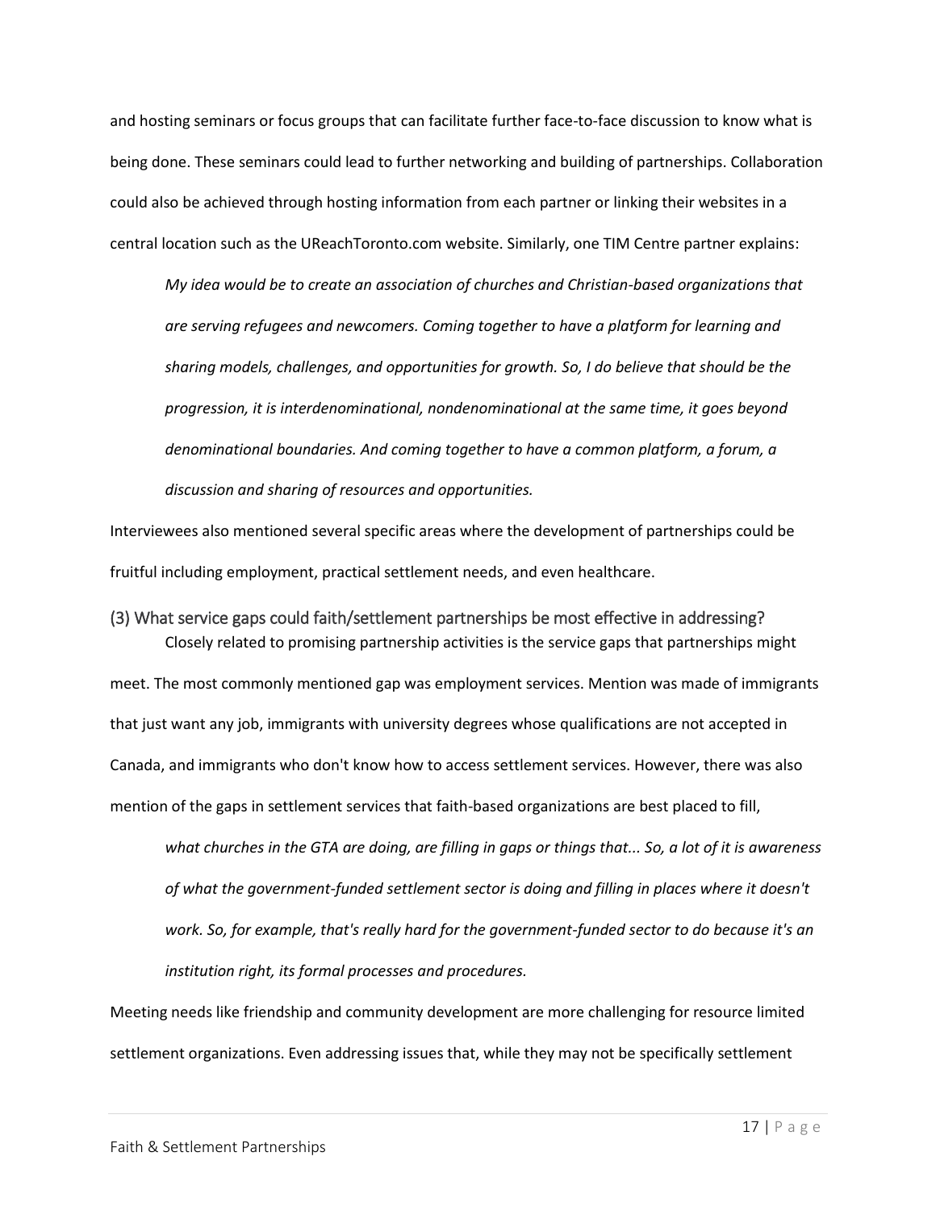and hosting seminars or focus groups that can facilitate further face-to-face discussion to know what is being done. These seminars could lead to further networking and building of partnerships. Collaboration could also be achieved through hosting information from each partner or linking their websites in a central location such as the UReachToronto.com website. Similarly, one TIM Centre partner explains:

> *My idea would be to create an association of churches and Christian-based organizations that are serving refugees and newcomers. Coming together to have a platform for learning and sharing models, challenges, and opportunities for growth. So, I do believe that should be the progression, it is interdenominational, nondenominational at the same time, it goes beyond denominational boundaries. And coming together to have a common platform, a forum, a discussion and sharing of resources and opportunities.*

Interviewees also mentioned several specific areas where the development of partnerships could be fruitful including employment, practical settlement needs, and even healthcare.

### (3) What service gaps could faith/settlement partnerships be most effective in addressing?

Closely related to promising partnership activities is the service gaps that partnerships might meet. The most commonly mentioned gap was employment services. Mention was made of immigrants that just want any job, immigrants with university degrees whose qualifications are not accepted in Canada, and immigrants who don't know how to access settlement services. However, there was also mention of the gaps in settlement services that faith-based organizations are best placed to fill,

> *what churches in the GTA are doing, are filling in gaps or things that... So, a lot of it is awareness of what the government-funded settlement sector is doing and filling in places where it doesn't work. So, for example, that's really hard for the government-funded sector to do because it's an institution right, its formal processes and procedures.*

Meeting needs like friendship and community development are more challenging for resource limited settlement organizations. Even addressing issues that, while they may not be specifically settlement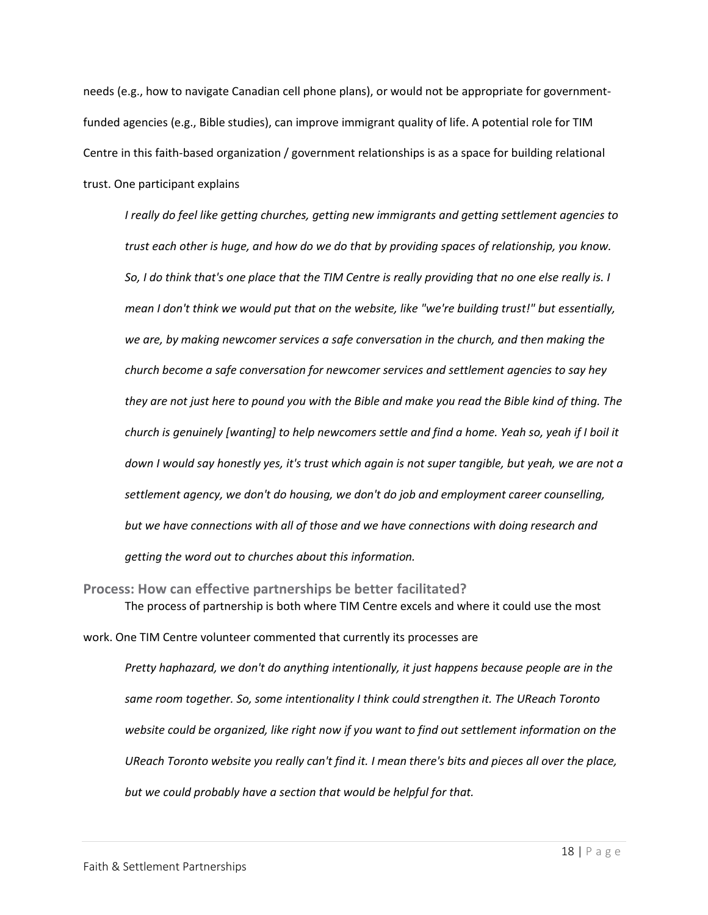needs (e.g., how to navigate Canadian cell phone plans), or would not be appropriate for government-funded agencies (e.g., Bible studies), can improve immigrant quality of life. A potential role for TIM Centre in this faith-based organization / government relationships is as a space for building relational trust. One participant explains

> *I really do feel like getting churches, getting new immigrants and getting settlement agencies to trust each other is huge, and how do we do that by providing spaces of relationship, you know. So, I do think that's one place that the TIM Centre is really providing that no one else really is. I mean I don't think we would put that on the website, like "we're building trust!" but essentially, we are, by making newcomer services a safe conversation in the church, and then making the church become a safe conversation for newcomer services and settlement agencies to say hey they are not just here to pound you with the Bible and make you read the Bible kind of thing. The church is genuinely [wanting] to help newcomers settle and find a home. Yeah so, yeah if I boil it down I would say honestly yes, it's trust which again is not super tangible, but yeah, we are not a settlement agency, we don't do housing, we don't do job and employment career counselling, but we have connections with all of those and we have connections with doing research and getting the word out to churches about this information.*

## Process: How can effective partnerships be better facilitated?

The process of partnership is both where TIM Centre excels and where it could use the most work. One TIM Centre volunteer commented that currently its processes are

> *Pretty haphazard, we don't do anything intentionally, it just happens because people are in the same room together. So, some intentionality I think could strengthen it. The UReach Toronto website could be organized, like right now if you want to find out settlement information on the UReach Toronto website you really can't find it. I mean there's bits and pieces all over the place, but we could probably have a section that would be helpful for that.*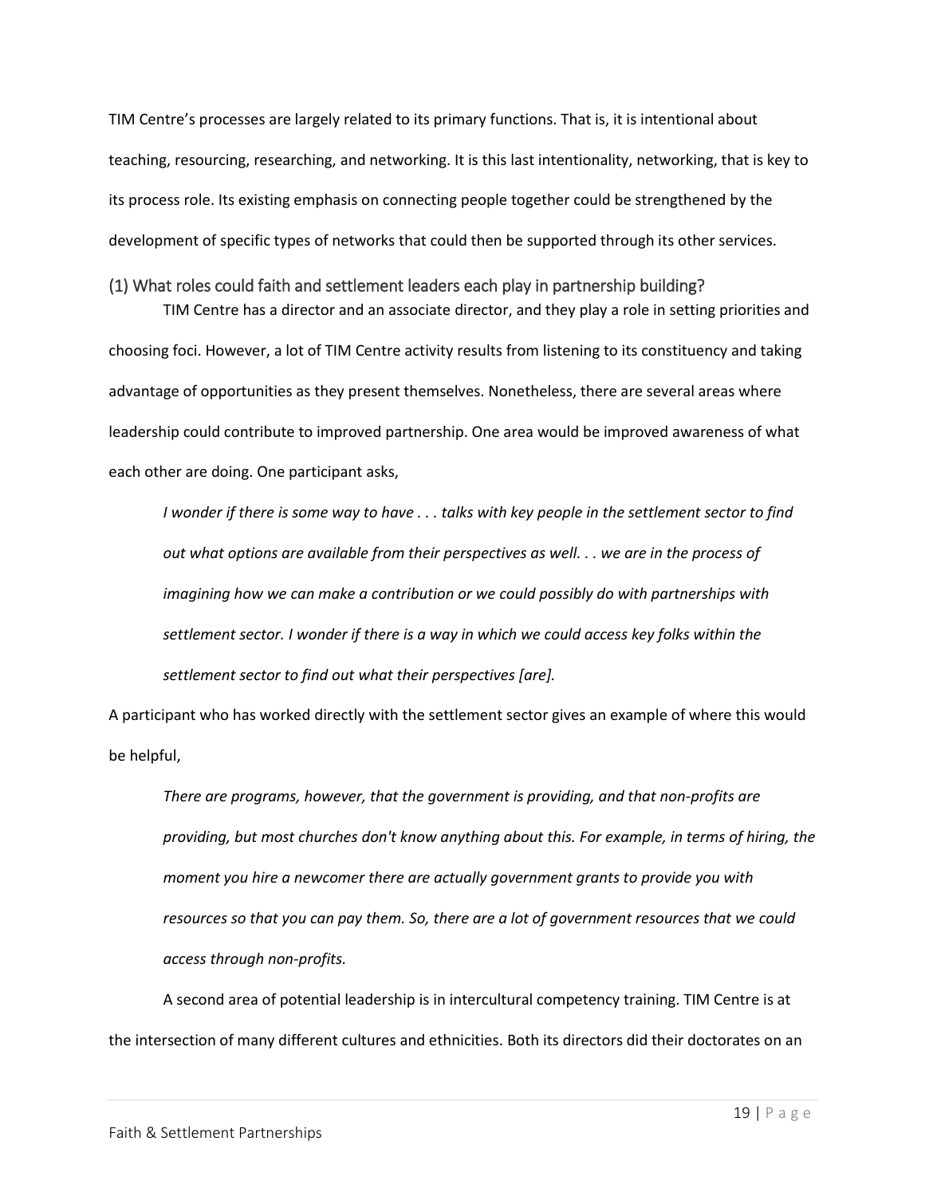TIM Centre's processes are largely related to its primary functions. That is, it is intentional about teaching, resourcing, researching, and networking. It is this last intentionality, networking, that is key to its process role. Its existing emphasis on connecting people together could be strengthened by the development of specific types of networks that could then be supported through its other services.

### (1) What roles could faith and settlement leaders each play in partnership building?

TIM Centre has a director and an associate director, and they play a role in setting priorities and choosing foci. However, a lot of TIM Centre activity results from listening to its constituency and taking advantage of opportunities as they present themselves. Nonetheless, there are several areas where leadership could contribute to improved partnership. One area would be improved awareness of what each other are doing. One participant asks,

> *I wonder if there is some way to have . . . talks with key people in the settlement sector to find out what options are available from their perspectives as well. . . we are in the process of imagining how we can make a contribution or we could possibly do with partnerships with settlement sector. I wonder if there is a way in which we could access key folks within the settlement sector to find out what their perspectives [are].*

A participant who has worked directly with the settlement sector gives an example of where this would be helpful,

> *There are programs, however, that the government is providing, and that non-profits are providing, but most churches don't know anything about this. For example, in terms of hiring, the moment you hire a newcomer there are actually government grants to provide you with resources so that you can pay them. So, there are a lot of government resources that we could access through non-profits.*

A second area of potential leadership is in intercultural competency training. TIM Centre is at the intersection of many different cultures and ethnicities. Both its directors did their doctorates on an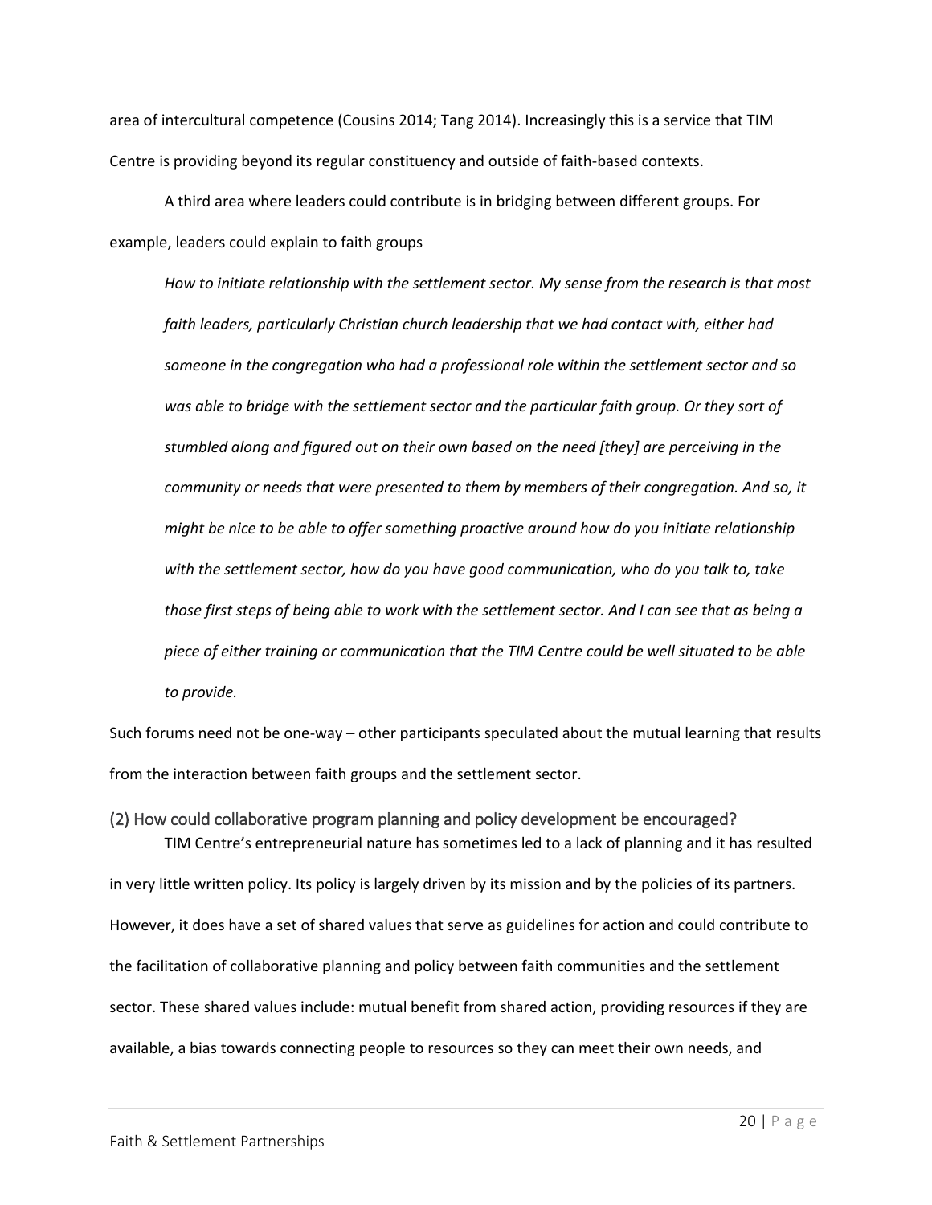area of intercultural competence (Cousins 2014; Tang 2014). Increasingly this is a service that TIM Centre is providing beyond its regular constituency and outside of faith-based contexts.

A third area where leaders could contribute is in bridging between different groups. For example, leaders could explain to faith groups

> *How to initiate relationship with the settlement sector. My sense from the research is that most faith leaders, particularly Christian church leadership that we had contact with, either had someone in the congregation who had a professional role within the settlement sector and so was able to bridge with the settlement sector and the particular faith group. Or they sort of stumbled along and figured out on their own based on the need [they] are perceiving in the community or needs that were presented to them by members of their congregation. And so, it might be nice to be able to offer something proactive around how do you initiate relationship with the settlement sector, how do you have good communication, who do you talk to, take those first steps of being able to work with the settlement sector. And I can see that as being a piece of either training or communication that the TIM Centre could be well situated to be able to provide.*

Such forums need not be one-way – other participants speculated about the mutual learning that results from the interaction between faith groups and the settlement sector.

### (2) How could collaborative program planning and policy development be encouraged?

TIM Centre's entrepreneurial nature has sometimes led to a lack of planning and it has resulted in very little written policy. Its policy is largely driven by its mission and by the policies of its partners. However, it does have a set of shared values that serve as guidelines for action and could contribute to the facilitation of collaborative planning and policy between faith communities and the settlement sector. These shared values include: mutual benefit from shared action, providing resources if they are available, a bias towards connecting people to resources so they can meet their own needs, and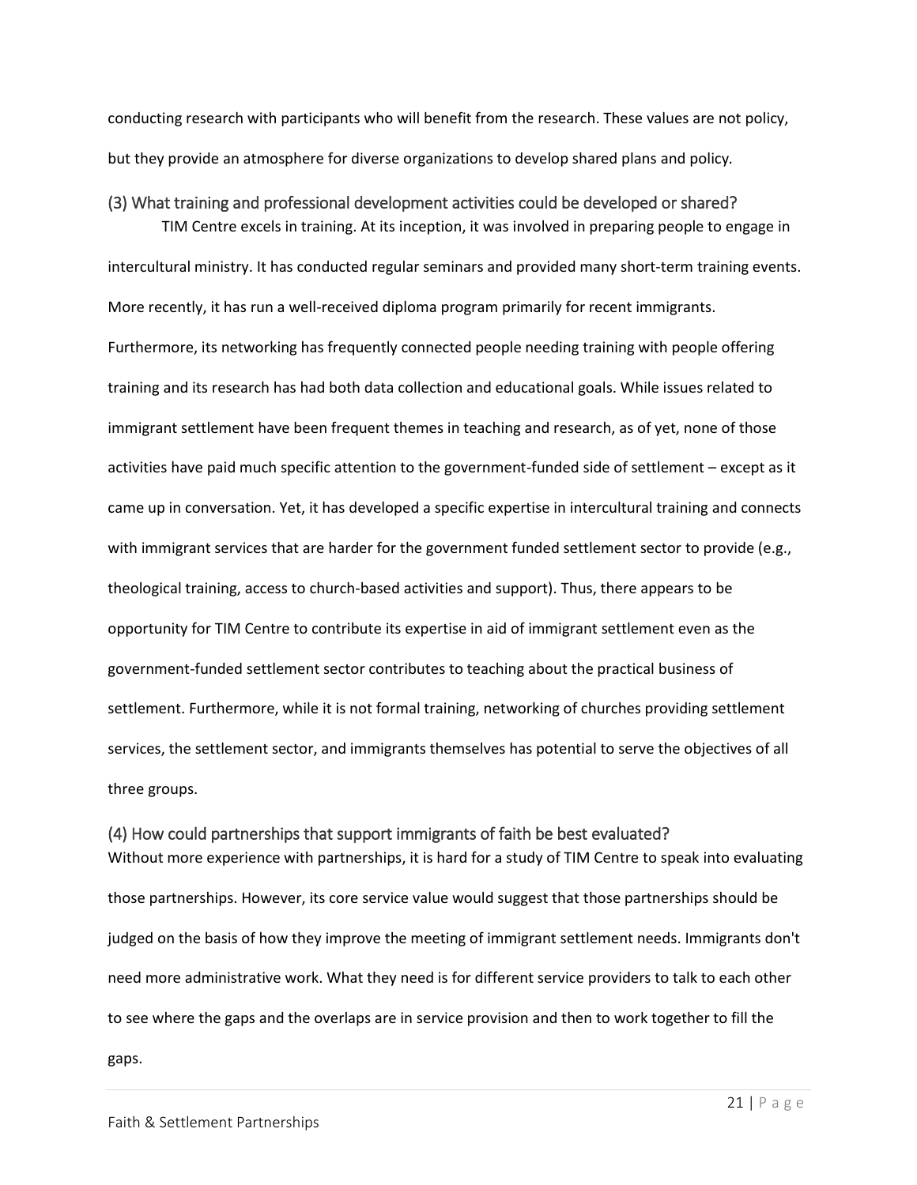conducting research with participants who will benefit from the research. These values are not policy, but they provide an atmosphere for diverse organizations to develop shared plans and policy.

### (3) What training and professional development activities could be developed or shared?

TIM Centre excels in training. At its inception, it was involved in preparing people to engage in intercultural ministry. It has conducted regular seminars and provided many short-term training events. More recently, it has run a well-received diploma program primarily for recent immigrants. Furthermore, its networking has frequently connected people needing training with people offering training and its research has had both data collection and educational goals. While issues related to immigrant settlement have been frequent themes in teaching and research, as of yet, none of those activities have paid much specific attention to the government-funded side of settlement – except as it came up in conversation. Yet, it has developed a specific expertise in intercultural training and connects with immigrant services that are harder for the government funded settlement sector to provide (e.g., theological training, access to church-based activities and support). Thus, there appears to be opportunity for TIM Centre to contribute its expertise in aid of immigrant settlement even as the government-funded settlement sector contributes to teaching about the practical business of settlement. Furthermore, while it is not formal training, networking of churches providing settlement services, the settlement sector, and immigrants themselves has potential to serve the objectives of all three groups.

### (4) How could partnerships that support immigrants of faith be best evaluated?

Without more experience with partnerships, it is hard for a study of TIM Centre to speak into evaluating those partnerships. However, its core service value would suggest that those partnerships should be judged on the basis of how they improve the meeting of immigrant settlement needs. Immigrants don't need more administrative work. What they need is for different service providers to talk to each other to see where the gaps and the overlaps are in service provision and then to work together to fill the gaps.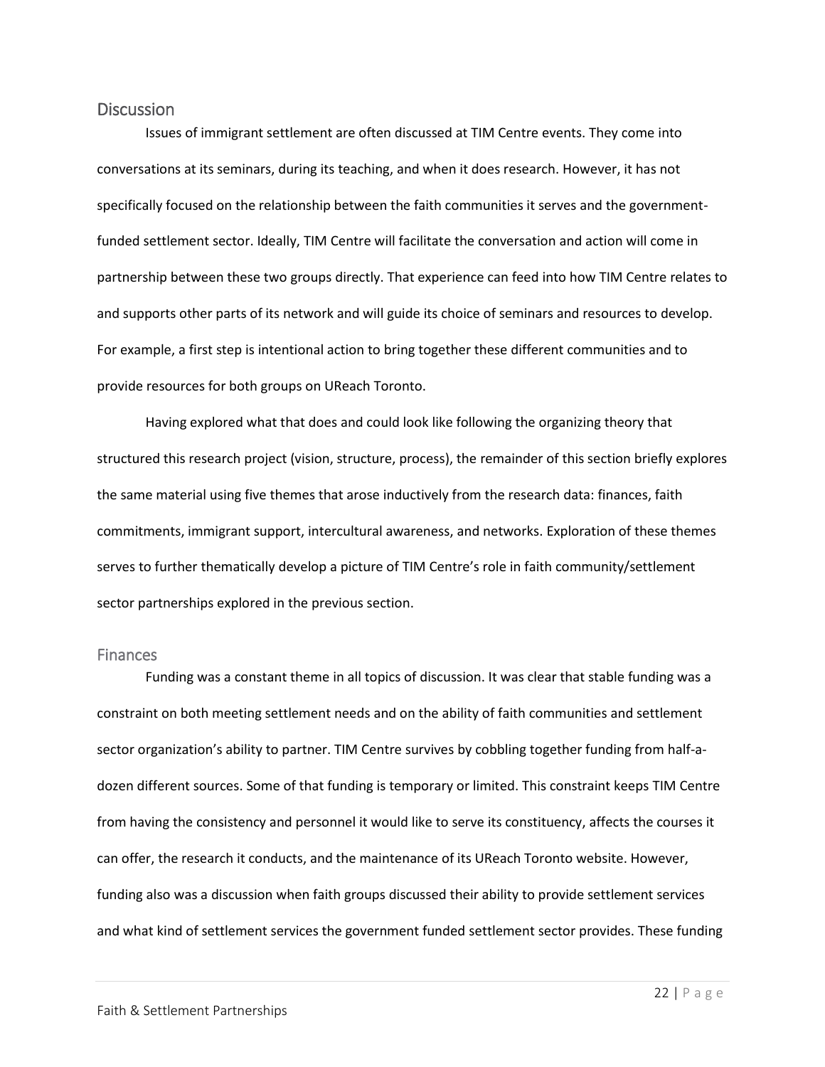## Discussion

Issues of immigrant settlement are often discussed at TIM Centre events. They come into conversations at its seminars, during its teaching, and when it does research. However, it has not specifically focused on the relationship between the faith communities it serves and the government-funded settlement sector. Ideally, TIM Centre will facilitate the conversation and action will come in partnership between these two groups directly. That experience can feed into how TIM Centre relates to and supports other parts of its network and will guide its choice of seminars and resources to develop. For example, a first step is intentional action to bring together these different communities and to provide resources for both groups on UReach Toronto.

Having explored what that does and could look like following the organizing theory that structured this research project (vision, structure, process), the remainder of this section briefly explores the same material using five themes that arose inductively from the research data: finances, faith commitments, immigrant support, intercultural awareness, and networks. Exploration of these themes serves to further thematically develop a picture of TIM Centre's role in faith community/settlement sector partnerships explored in the previous section.

### Finances

Funding was a constant theme in all topics of discussion. It was clear that stable funding was a constraint on both meeting settlement needs and on the ability of faith communities and settlement sector organization's ability to partner. TIM Centre survives by cobbling together funding from half-a-dozen different sources. Some of that funding is temporary or limited. This constraint keeps TIM Centre from having the consistency and personnel it would like to serve its constituency, affects the courses it can offer, the research it conducts, and the maintenance of its UReach Toronto website. However, funding also was a discussion when faith groups discussed their ability to provide settlement services and what kind of settlement services the government funded settlement sector provides. These funding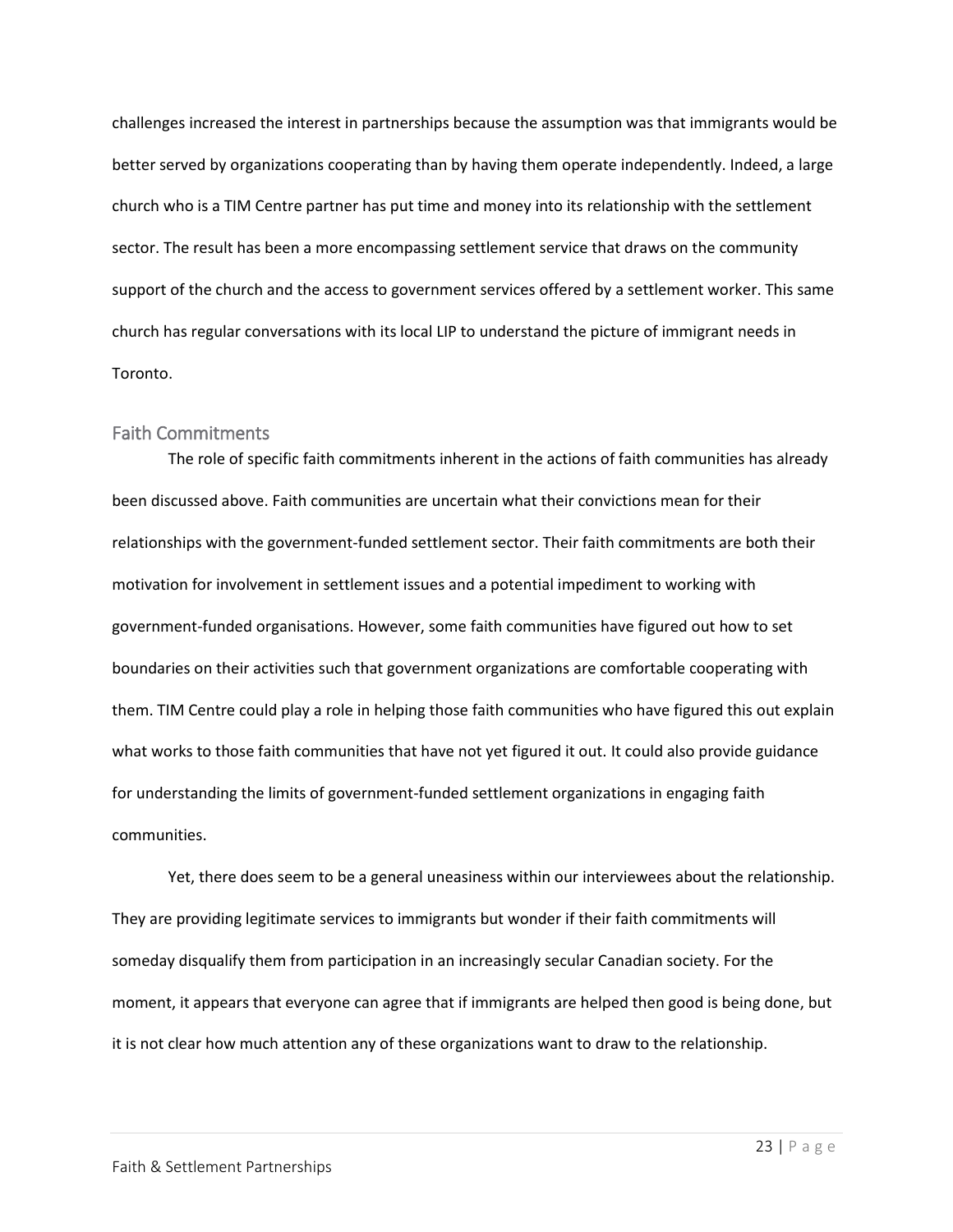challenges increased the interest in partnerships because the assumption was that immigrants would be better served by organizations cooperating than by having them operate independently. Indeed, a large church who is a TIM Centre partner has put time and money into its relationship with the settlement sector. The result has been a more encompassing settlement service that draws on the community support of the church and the access to government services offered by a settlement worker. This same church has regular conversations with its local LIP to understand the picture of immigrant needs in Toronto.

## Faith Commitments

The role of specific faith commitments inherent in the actions of faith communities has already been discussed above. Faith communities are uncertain what their convictions mean for their relationships with the government-funded settlement sector. Their faith commitments are both their motivation for involvement in settlement issues and a potential impediment to working with government-funded organisations. However, some faith communities have figured out how to set boundaries on their activities such that government organizations are comfortable cooperating with them. TIM Centre could play a role in helping those faith communities who have figured this out explain what works to those faith communities that have not yet figured it out. It could also provide guidance for understanding the limits of government-funded settlement organizations in engaging faith communities.

Yet, there does seem to be a general uneasiness within our interviewees about the relationship. They are providing legitimate services to immigrants but wonder if their faith commitments will someday disqualify them from participation in an increasingly secular Canadian society. For the moment, it appears that everyone can agree that if immigrants are helped then good is being done, but it is not clear how much attention any of these organizations want to draw to the relationship.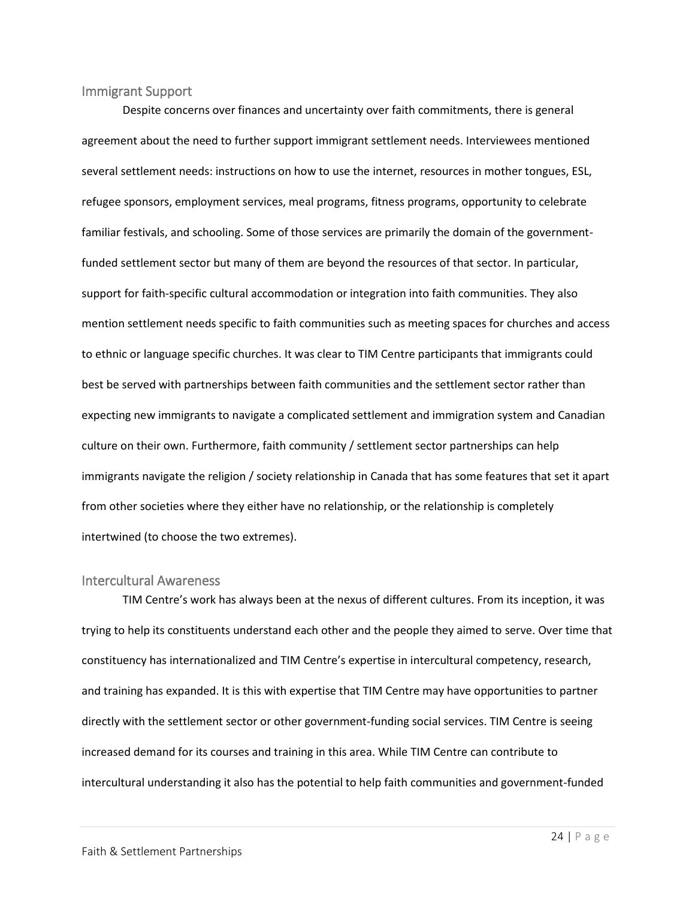## Immigrant Support

Despite concerns over finances and uncertainty over faith commitments, there is general agreement about the need to further support immigrant settlement needs. Interviewees mentioned several settlement needs: instructions on how to use the internet, resources in mother tongues, ESL, refugee sponsors, employment services, meal programs, fitness programs, opportunity to celebrate familiar festivals, and schooling. Some of those services are primarily the domain of the government-funded settlement sector but many of them are beyond the resources of that sector. In particular, support for faith-specific cultural accommodation or integration into faith communities. They also mention settlement needs specific to faith communities such as meeting spaces for churches and access to ethnic or language specific churches. It was clear to TIM Centre participants that immigrants could best be served with partnerships between faith communities and the settlement sector rather than expecting new immigrants to navigate a complicated settlement and immigration system and Canadian culture on their own. Furthermore, faith community / settlement sector partnerships can help immigrants navigate the religion / society relationship in Canada that has some features that set it apart from other societies where they either have no relationship, or the relationship is completely intertwined (to choose the two extremes).

## Intercultural Awareness

TIM Centre's work has always been at the nexus of different cultures. From its inception, it was trying to help its constituents understand each other and the people they aimed to serve. Over time that constituency has internationalized and TIM Centre's expertise in intercultural competency, research, and training has expanded. It is this with expertise that TIM Centre may have opportunities to partner directly with the settlement sector or other government-funding social services. TIM Centre is seeing increased demand for its courses and training in this area. While TIM Centre can contribute to intercultural understanding it also has the potential to help faith communities and government-funded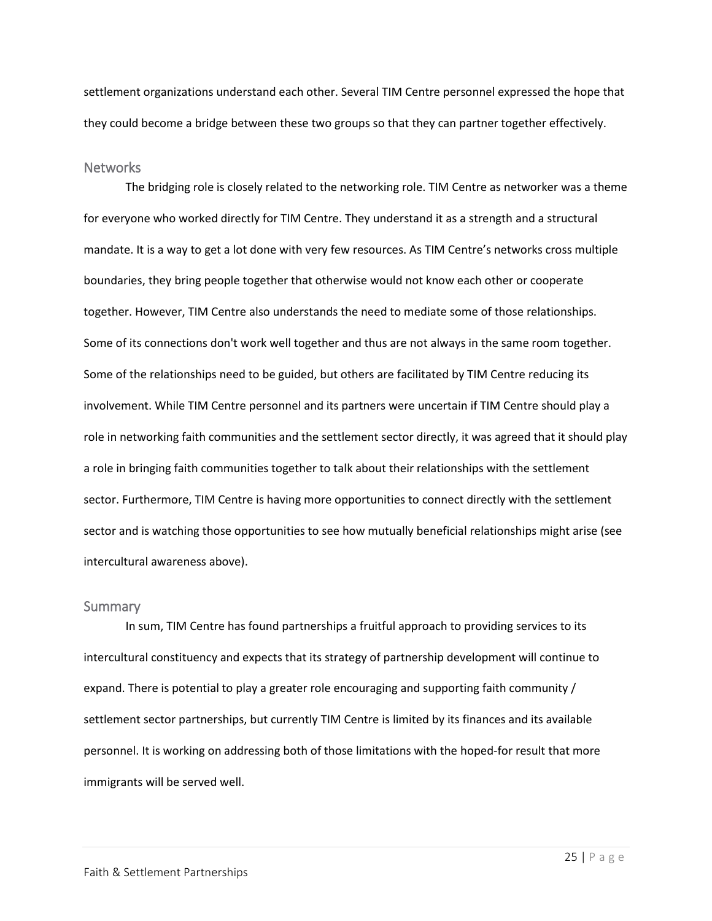settlement organizations understand each other. Several TIM Centre personnel expressed the hope that they could become a bridge between these two groups so that they can partner together effectively.

## Networks

The bridging role is closely related to the networking role. TIM Centre as networker was a theme for everyone who worked directly for TIM Centre. They understand it as a strength and a structural mandate. It is a way to get a lot done with very few resources. As TIM Centre's networks cross multiple boundaries, they bring people together that otherwise would not know each other or cooperate together. However, TIM Centre also understands the need to mediate some of those relationships. Some of its connections don't work well together and thus are not always in the same room together. Some of the relationships need to be guided, but others are facilitated by TIM Centre reducing its involvement. While TIM Centre personnel and its partners were uncertain if TIM Centre should play a role in networking faith communities and the settlement sector directly, it was agreed that it should play a role in bringing faith communities together to talk about their relationships with the settlement sector. Furthermore, TIM Centre is having more opportunities to connect directly with the settlement sector and is watching those opportunities to see how mutually beneficial relationships might arise (see intercultural awareness above).

## Summary

In sum, TIM Centre has found partnerships a fruitful approach to providing services to its intercultural constituency and expects that its strategy of partnership development will continue to expand. There is potential to play a greater role encouraging and supporting faith community / settlement sector partnerships, but currently TIM Centre is limited by its finances and its available personnel. It is working on addressing both of those limitations with the hoped-for result that more immigrants will be served well.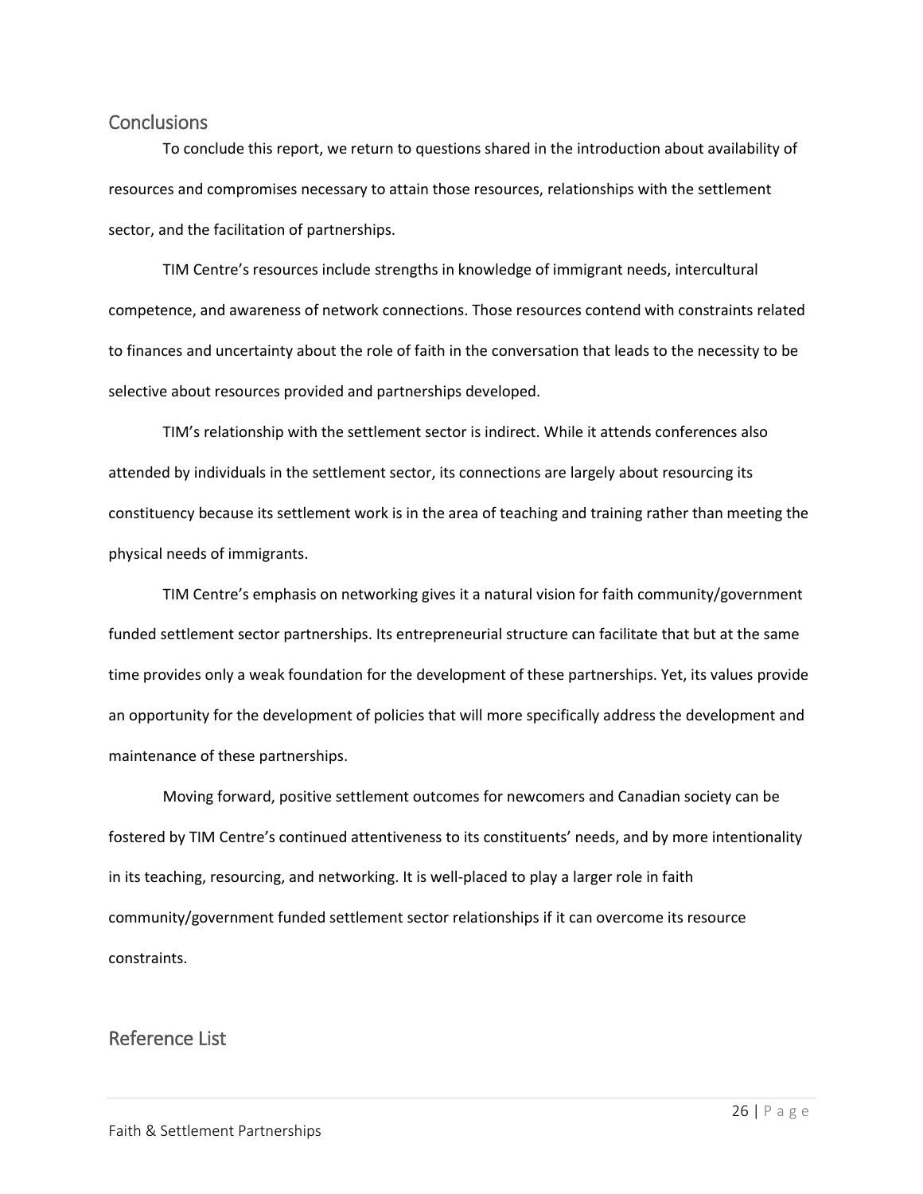## Conclusions

To conclude this report, we return to questions shared in the introduction about availability of resources and compromises necessary to attain those resources, relationships with the settlement sector, and the facilitation of partnerships.

TIM Centre's resources include strengths in knowledge of immigrant needs, intercultural competence, and awareness of network connections. Those resources contend with constraints related to finances and uncertainty about the role of faith in the conversation that leads to the necessity to be selective about resources provided and partnerships developed.

TIM's relationship with the settlement sector is indirect. While it attends conferences also attended by individuals in the settlement sector, its connections are largely about resourcing its constituency because its settlement work is in the area of teaching and training rather than meeting the physical needs of immigrants.

TIM Centre's emphasis on networking gives it a natural vision for faith community/government funded settlement sector partnerships. Its entrepreneurial structure can facilitate that but at the same time provides only a weak foundation for the development of these partnerships. Yet, its values provide an opportunity for the development of policies that will more specifically address the development and maintenance of these partnerships.

Moving forward, positive settlement outcomes for newcomers and Canadian society can be fostered by TIM Centre's continued attentiveness to its constituents' needs, and by more intentionality in its teaching, resourcing, and networking. It is well-placed to play a larger role in faith community/government funded settlement sector relationships if it can overcome its resource constraints.

## Reference List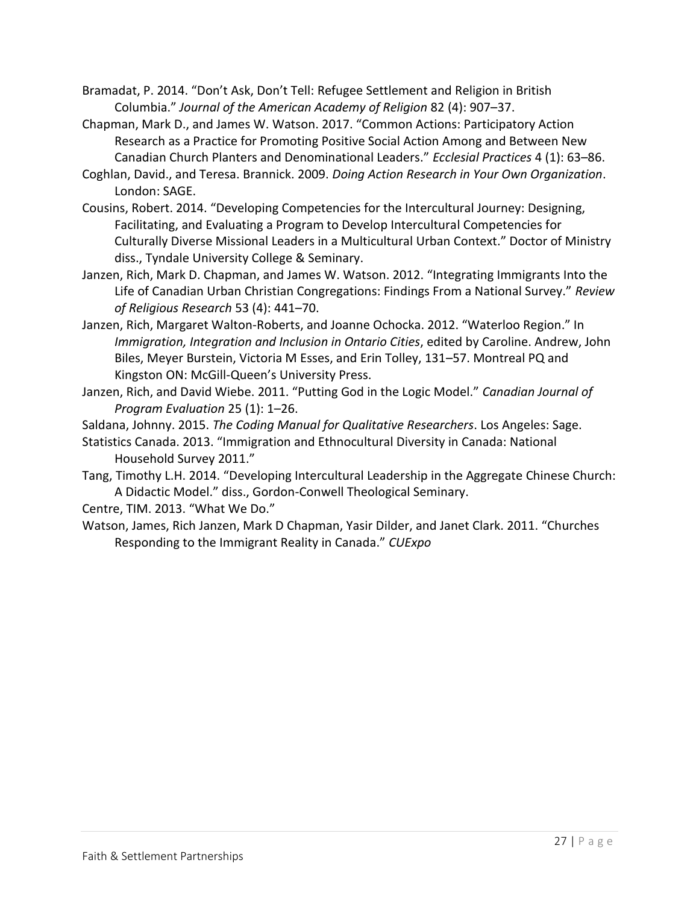Bramadat, P. 2014. “Don’t Ask, Don’t Tell: Refugee Settlement and Religion in British Columbia.” *Journal of the American Academy of Religion* 82 (4): 907–37.

Chapman, Mark D., and James W. Watson. 2017. “Common Actions: Participatory Action Research as a Practice for Promoting Positive Social Action Among and Between New Canadian Church Planters and Denominational Leaders.” *Ecclesial Practices* 4 (1): 63–86.

Coghlan, David., and Teresa. Brannick. 2009. *Doing Action Research in Your Own Organization*. London: SAGE.

Cousins, Robert. 2014. “Developing Competencies for the Intercultural Journey: Designing, Facilitating, and Evaluating a Program to Develop Intercultural Competencies for Culturally Diverse Missional Leaders in a Multicultural Urban Context.” Doctor of Ministry diss., Tyndale University College & Seminary.

Janzen, Rich, Mark D. Chapman, and James W. Watson. 2012. “Integrating Immigrants Into the Life of Canadian Urban Christian Congregations: Findings From a National Survey.” *Review of Religious Research* 53 (4): 441–70.

Janzen, Rich, Margaret Walton-Roberts, and Joanne Ochocka. 2012. “Waterloo Region.” In *Immigration, Integration and Inclusion in Ontario Cities*, edited by Caroline. Andrew, John Biles, Meyer Burstein, Victoria M Esses, and Erin Tolley, 131–57. Montreal PQ and Kingston ON: McGill-Queen’s University Press.

Janzen, Rich, and David Wiebe. 2011. “Putting God in the Logic Model.” *Canadian Journal of Program Evaluation* 25 (1): 1–26.

Saldana, Johnny. 2015. *The Coding Manual for Qualitative Researchers*. Los Angeles: Sage.

Statistics Canada. 2013. “Immigration and Ethnocultural Diversity in Canada: National Household Survey 2011.”

Tang, Timothy L.H. 2014. “Developing Intercultural Leadership in the Aggregate Chinese Church: A Didactic Model.” diss., Gordon-Conwell Theological Seminary.

Centre, TIM. 2013. “What We Do.”

Watson, James, Rich Janzen, Mark D Chapman, Yasir Dilder, and Janet Clark. 2011. “Churches Responding to the Immigrant Reality in Canada.” *CUExpo*